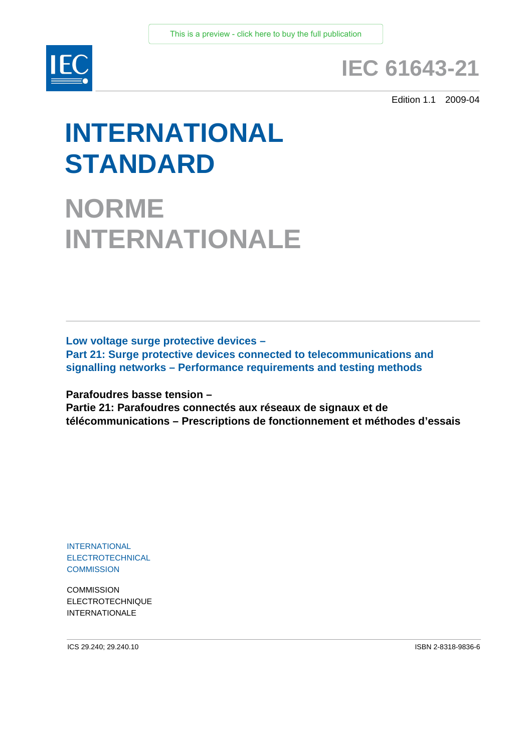This is a preview - click here to buy the full publication

IEC 61643-21

Edition 1.1 2009-04

# INTERNATIONAL STANDARD

# NORME INTERNATIONALE

**Low voltage surge protective devices –**
**Part 21: Surge protective devices connected to telecommunications and signalling networks – Performance requirements and testing methods**

**Parafoudres basse tension –**
**Partie 21: Parafoudres connectés aux réseaux de signaux et de télécommunications – Prescriptions de fonctionnement et méthodes d'essais**

INTERNATIONAL
ELECTROTECHNICAL
COMMISSION

COMMISSION
ELECTROTECHNIQUE
INTERNATIONALE

ICS 29.240; 29.240.10

ISBN 2-8318-9836-6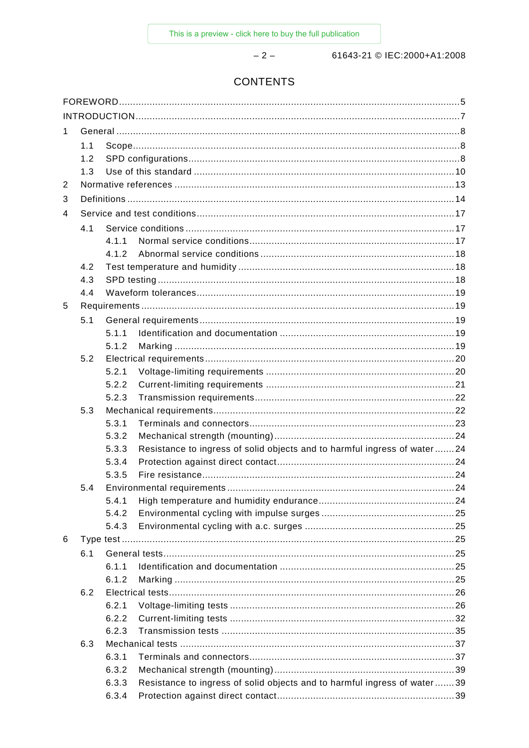# CONTENTS

FOREWORD .......... 5
INTRODUCTION .......... 7
1 General .......... 8
  1.1 Scope .......... 8
  1.2 SPD configurations .......... 8
  1.3 Use of this standard .......... 10
2 Normative references .......... 13
3 Definitions .......... 14
4 Service and test conditions .......... 17
  4.1 Service conditions .......... 17
    4.1.1 Normal service conditions .......... 17
    4.1.2 Abnormal service conditions .......... 18
  4.2 Test temperature and humidity .......... 18
  4.3 SPD testing .......... 18
  4.4 Waveform tolerances .......... 19
5 Requirements .......... 19
  5.1 General requirements .......... 19
    5.1.1 Identification and documentation .......... 19
    5.1.2 Marking .......... 19
  5.2 Electrical requirements .......... 20
    5.2.1 Voltage-limiting requirements .......... 20
    5.2.2 Current-limiting requirements .......... 21
    5.2.3 Transmission requirements .......... 22
  5.3 Mechanical requirements .......... 22
    5.3.1 Terminals and connectors .......... 23
    5.3.2 Mechanical strength (mounting) .......... 24
    5.3.3 Resistance to ingress of solid objects and to harmful ingress of water .......... 24
    5.3.4 Protection against direct contact .......... 24
    5.3.5 Fire resistance .......... 24
  5.4 Environmental requirements .......... 24
    5.4.1 High temperature and humidity endurance .......... 24
    5.4.2 Environmental cycling with impulse surges .......... 25
    5.4.3 Environmental cycling with a.c. surges .......... 25
6 Type test .......... 25
  6.1 General tests .......... 25
    6.1.1 Identification and documentation .......... 25
    6.1.2 Marking .......... 25
  6.2 Electrical tests .......... 26
    6.2.1 Voltage-limiting tests .......... 26
    6.2.2 Current-limiting tests .......... 32
    6.2.3 Transmission tests .......... 35
  6.3 Mechanical tests .......... 37
    6.3.1 Terminals and connectors .......... 37
    6.3.2 Mechanical strength (mounting) .......... 39
    6.3.3 Resistance to ingress of solid objects and to harmful ingress of water .......... 39
    6.3.4 Protection against direct contact .......... 39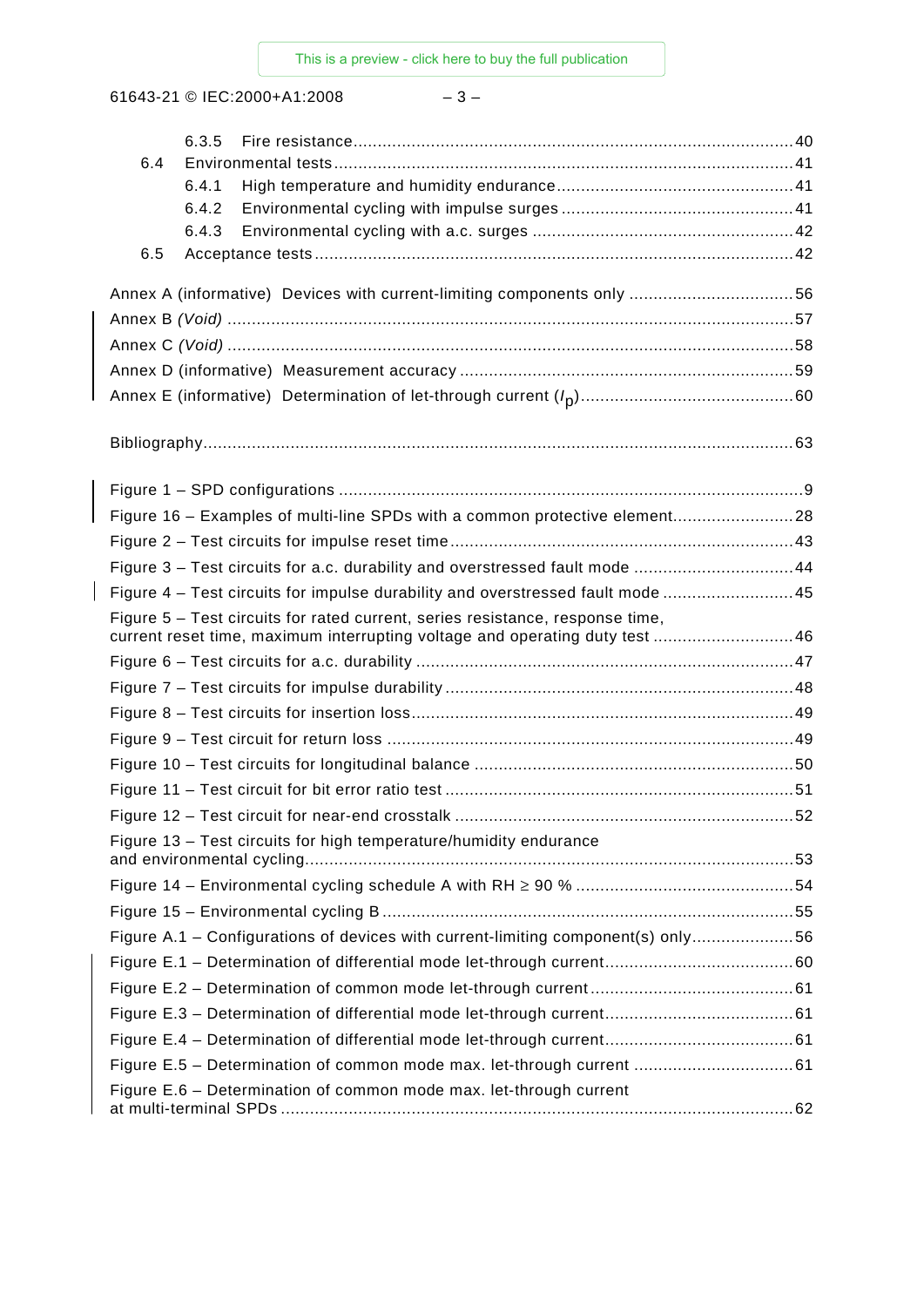6.3.5 Fire resistance ........................................................................................ 40

6.4 Environmental tests ........................................................................................ 41

6.4.1 High temperature and humidity endurance ........................................................................................ 41

6.4.2 Environmental cycling with impulse surges ........................................................................................ 41

6.4.3 Environmental cycling with a.c. surges ........................................................................................ 42

6.5 Acceptance tests ........................................................................................ 42

Annex A (informative) Devices with current-limiting components only ........................................................................................ 56

Annex B *(Void)* ........................................................................................ 57

Annex C *(Void)* ........................................................................................ 58

Annex D (informative) Measurement accuracy ........................................................................................ 59

Annex E (informative) Determination of let-through current ($I_p$) ........................................................................................ 60

Bibliography ........................................................................................ 63

Figure 1 – SPD configurations ........................................................................................ 9

Figure 16 – Examples of multi-line SPDs with a common protective element ........................................................................................ 28

Figure 2 – Test circuits for impulse reset time ........................................................................................ 43

Figure 3 – Test circuits for a.c. durability and overstressed fault mode ........................................................................................ 44

Figure 4 – Test circuits for impulse durability and overstressed fault mode ........................................................................................ 45

Figure 5 – Test circuits for rated current, series resistance, response time, current reset time, maximum interrupting voltage and operating duty test ........................................................................................ 46

Figure 6 – Test circuits for a.c. durability ........................................................................................ 47

Figure 7 – Test circuits for impulse durability ........................................................................................ 48

Figure 8 – Test circuits for insertion loss ........................................................................................ 49

Figure 9 – Test circuit for return loss ........................................................................................ 49

Figure 10 – Test circuits for longitudinal balance ........................................................................................ 50

Figure 11 – Test circuit for bit error ratio test ........................................................................................ 51

Figure 12 – Test circuit for near-end crosstalk ........................................................................................ 52

Figure 13 – Test circuits for high temperature/humidity endurance and environmental cycling ........................................................................................ 53

Figure 14 – Environmental cycling schedule A with RH ≥ 90 % ........................................................................................ 54

Figure 15 – Environmental cycling B ........................................................................................ 55

Figure A.1 – Configurations of devices with current-limiting component(s) only ........................................................................................ 56

Figure E.1 – Determination of differential mode let-through current ........................................................................................ 60

Figure E.2 – Determination of common mode let-through current ........................................................................................ 61

Figure E.3 – Determination of differential mode let-through current ........................................................................................ 61

Figure E.4 – Determination of differential mode let-through current ........................................................................................ 61

Figure E.5 – Determination of common mode max. let-through current ........................................................................................ 61

Figure E.6 – Determination of common mode max. let-through current at multi-terminal SPDs ........................................................................................ 62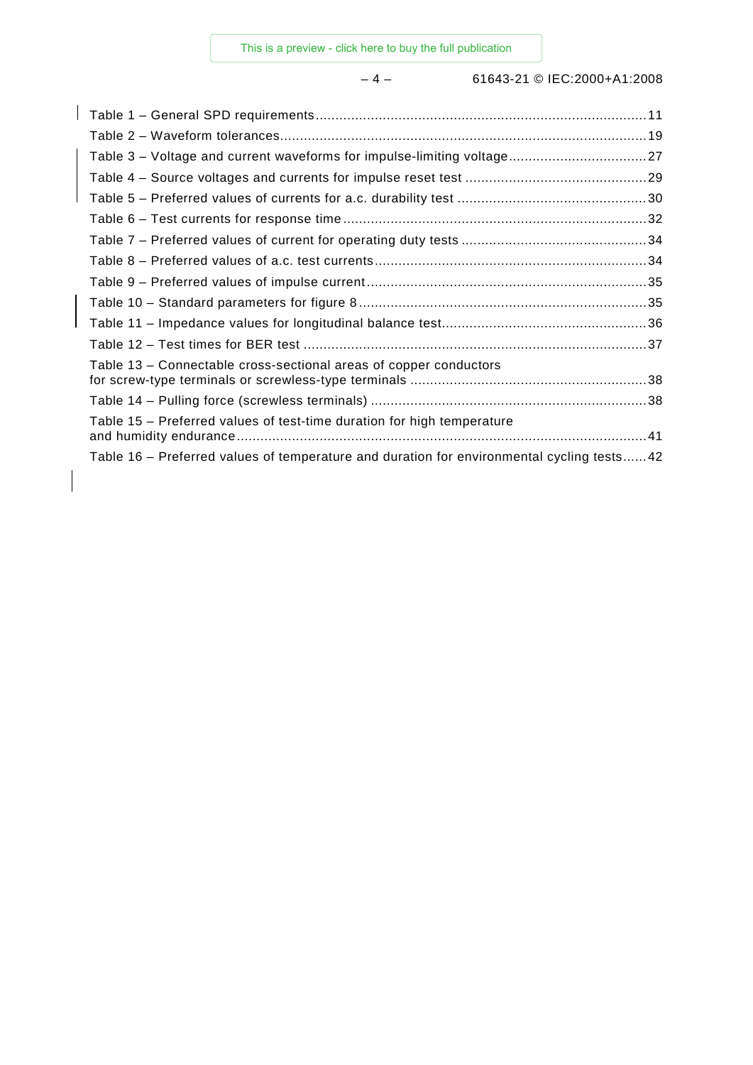Table 1 – General SPD requirements....................................................................................11

Table 2 – Waveform tolerances............................................................................................19

Table 3 – Voltage and current waveforms for impulse-limiting voltage..................................27

Table 4 – Source voltages and currents for impulse reset test .............................................29

Table 5 – Preferred values of currents for a.c. durability test ................................................30

Table 6 – Test currents for response time............................................................................32

Table 7 – Preferred values of current for operating duty tests ..............................................34

Table 8 – Preferred values of a.c. test currents....................................................................34

Table 9 – Preferred values of impulse current......................................................................35

Table 10 – Standard parameters for figure 8........................................................................35

Table 11 – Impedance values for longitudinal balance test...................................................36

Table 12 – Test times for BER test .......................................................................................37

Table 13 – Connectable cross-sectional areas of copper conductors for screw-type terminals or screwless-type terminals ...........................................................38

Table 14 – Pulling force (screwless terminals) ......................................................................38

Table 15 – Preferred values of test-time duration for high temperature and humidity endurance.......................................................................................................41

Table 16 – Preferred values of temperature and duration for environmental cycling tests......42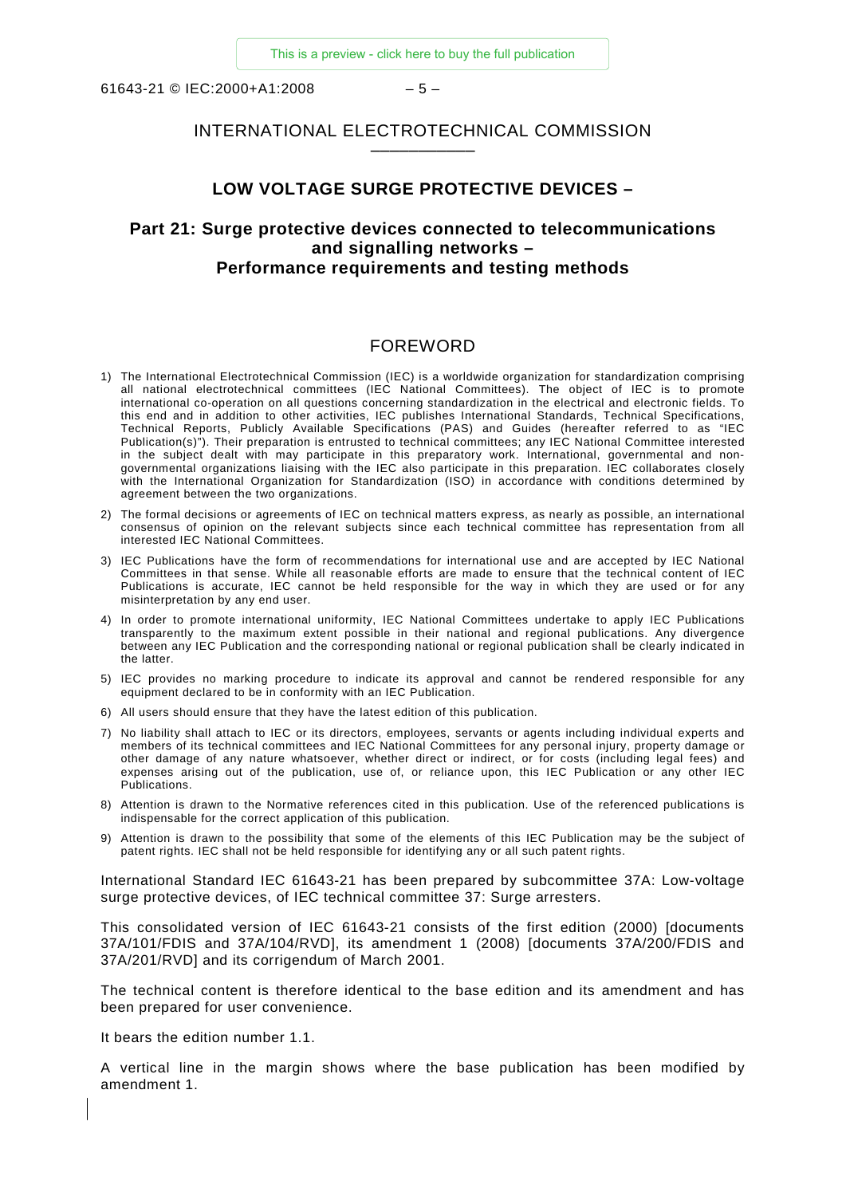INTERNATIONAL ELECTROTECHNICAL COMMISSION

___________

# LOW VOLTAGE SURGE PROTECTIVE DEVICES –

## Part 21: Surge protective devices connected to telecommunications and signalling networks – Performance requirements and testing methods

## FOREWORD

1) The International Electrotechnical Commission (IEC) is a worldwide organization for standardization comprising all national electrotechnical committees (IEC National Committees). The object of IEC is to promote international co-operation on all questions concerning standardization in the electrical and electronic fields. To this end and in addition to other activities, IEC publishes International Standards, Technical Specifications, Technical Reports, Publicly Available Specifications (PAS) and Guides (hereafter referred to as "IEC Publication(s)"). Their preparation is entrusted to technical committees; any IEC National Committee interested in the subject dealt with may participate in this preparatory work. International, governmental and non-governmental organizations liaising with the IEC also participate in this preparation. IEC collaborates closely with the International Organization for Standardization (ISO) in accordance with conditions determined by agreement between the two organizations.

2) The formal decisions or agreements of IEC on technical matters express, as nearly as possible, an international consensus of opinion on the relevant subjects since each technical committee has representation from all interested IEC National Committees.

3) IEC Publications have the form of recommendations for international use and are accepted by IEC National Committees in that sense. While all reasonable efforts are made to ensure that the technical content of IEC Publications is accurate, IEC cannot be held responsible for the way in which they are used or for any misinterpretation by any end user.

4) In order to promote international uniformity, IEC National Committees undertake to apply IEC Publications transparently to the maximum extent possible in their national and regional publications. Any divergence between any IEC Publication and the corresponding national or regional publication shall be clearly indicated in the latter.

5) IEC provides no marking procedure to indicate its approval and cannot be rendered responsible for any equipment declared to be in conformity with an IEC Publication.

6) All users should ensure that they have the latest edition of this publication.

7) No liability shall attach to IEC or its directors, employees, servants or agents including individual experts and members of its technical committees and IEC National Committees for any personal injury, property damage or other damage of any nature whatsoever, whether direct or indirect, or for costs (including legal fees) and expenses arising out of the publication, use of, or reliance upon, this IEC Publication or any other IEC Publications.

8) Attention is drawn to the Normative references cited in this publication. Use of the referenced publications is indispensable for the correct application of this publication.

9) Attention is drawn to the possibility that some of the elements of this IEC Publication may be the subject of patent rights. IEC shall not be held responsible for identifying any or all such patent rights.

International Standard IEC 61643-21 has been prepared by subcommittee 37A: Low-voltage surge protective devices, of IEC technical committee 37: Surge arresters.

This consolidated version of IEC 61643-21 consists of the first edition (2000) [documents 37A/101/FDIS and 37A/104/RVD], its amendment 1 (2008) [documents 37A/200/FDIS and 37A/201/RVD] and its corrigendum of March 2001.

The technical content is therefore identical to the base edition and its amendment and has been prepared for user convenience.

It bears the edition number 1.1.

A vertical line in the margin shows where the base publication has been modified by amendment 1.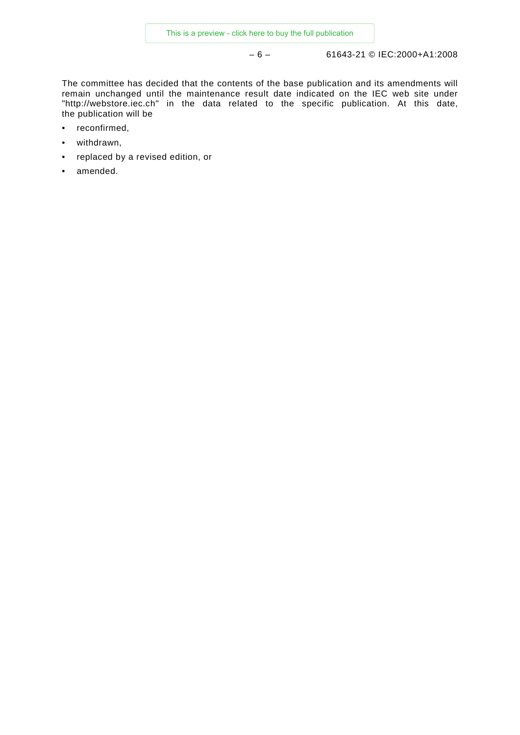The committee has decided that the contents of the base publication and its amendments will remain unchanged until the maintenance result date indicated on the IEC web site under "http://webstore.iec.ch" in the data related to the specific publication. At this date, the publication will be

- reconfirmed,
- withdrawn,
- replaced by a revised edition, or
- amended.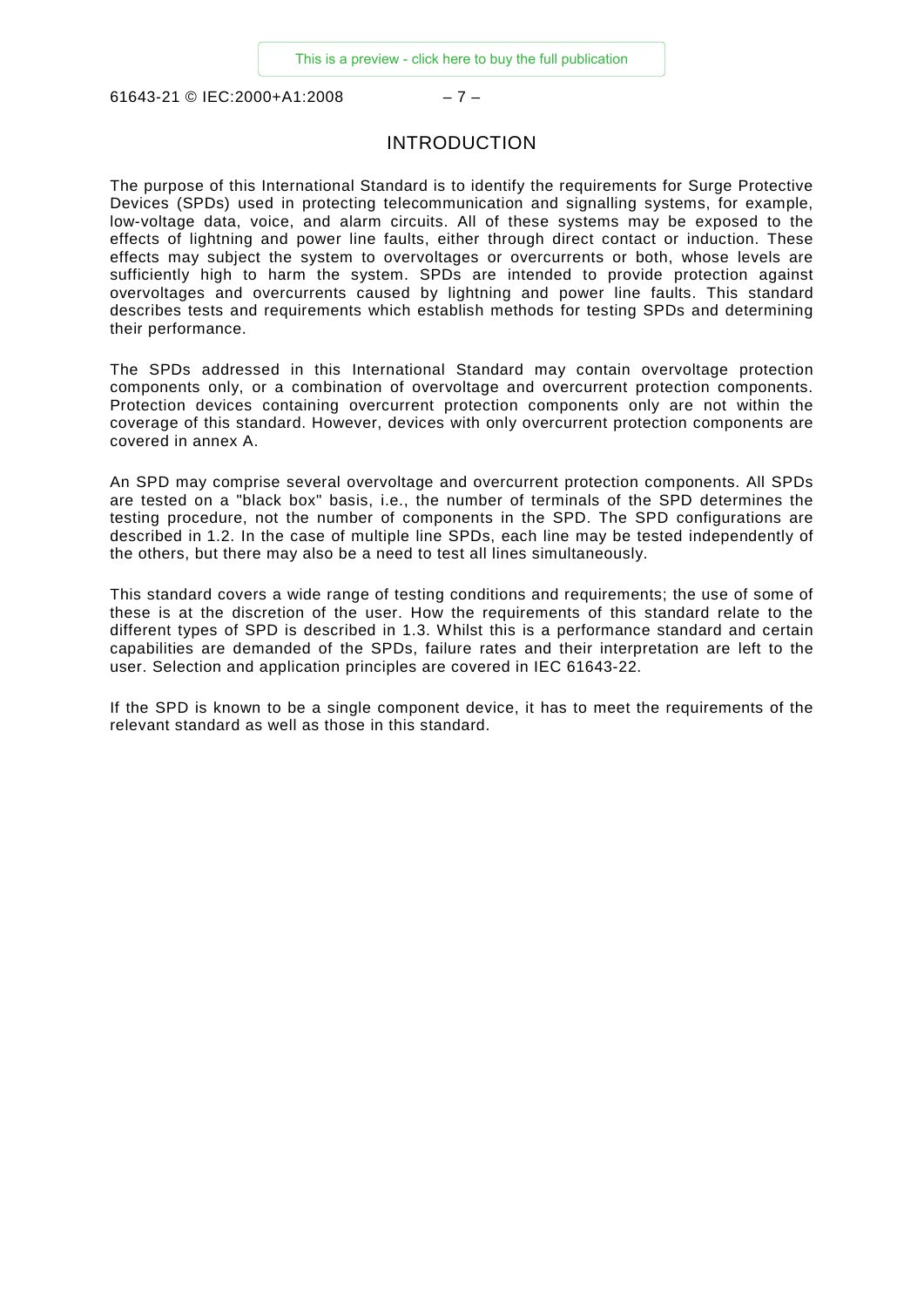# INTRODUCTION

The purpose of this International Standard is to identify the requirements for Surge Protective Devices (SPDs) used in protecting telecommunication and signalling systems, for example, low-voltage data, voice, and alarm circuits. All of these systems may be exposed to the effects of lightning and power line faults, either through direct contact or induction. These effects may subject the system to overvoltages or overcurrents or both, whose levels are sufficiently high to harm the system. SPDs are intended to provide protection against overvoltages and overcurrents caused by lightning and power line faults. This standard describes tests and requirements which establish methods for testing SPDs and determining their performance.

The SPDs addressed in this International Standard may contain overvoltage protection components only, or a combination of overvoltage and overcurrent protection components. Protection devices containing overcurrent protection components only are not within the coverage of this standard. However, devices with only overcurrent protection components are covered in annex A.

An SPD may comprise several overvoltage and overcurrent protection components. All SPDs are tested on a "black box" basis, i.e., the number of terminals of the SPD determines the testing procedure, not the number of components in the SPD. The SPD configurations are described in 1.2. In the case of multiple line SPDs, each line may be tested independently of the others, but there may also be a need to test all lines simultaneously.

This standard covers a wide range of testing conditions and requirements; the use of some of these is at the discretion of the user. How the requirements of this standard relate to the different types of SPD is described in 1.3. Whilst this is a performance standard and certain capabilities are demanded of the SPDs, failure rates and their interpretation are left to the user. Selection and application principles are covered in IEC 61643-22.

If the SPD is known to be a single component device, it has to meet the requirements of the relevant standard as well as those in this standard.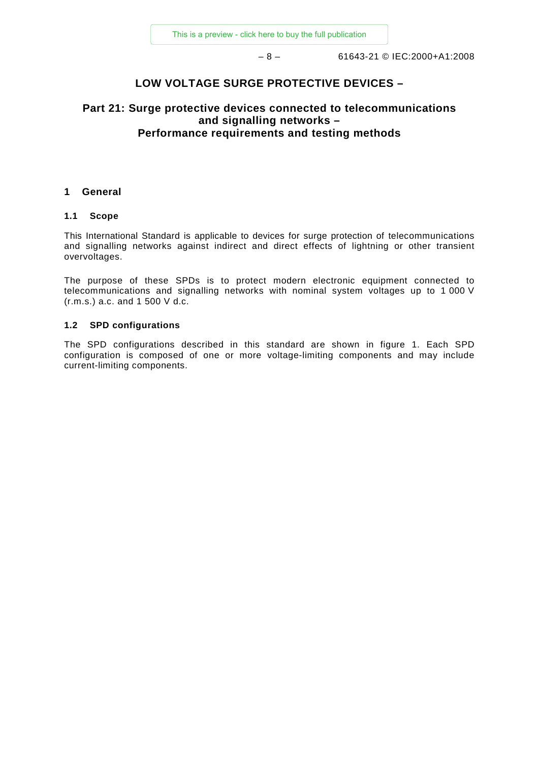# LOW VOLTAGE SURGE PROTECTIVE DEVICES –

## Part 21: Surge protective devices connected to telecommunications and signalling networks – Performance requirements and testing methods

## 1 General

### 1.1 Scope

This International Standard is applicable to devices for surge protection of telecommunications and signalling networks against indirect and direct effects of lightning or other transient overvoltages.

The purpose of these SPDs is to protect modern electronic equipment connected to telecommunications and signalling networks with nominal system voltages up to 1 000 V (r.m.s.) a.c. and 1 500 V d.c.

### 1.2 SPD configurations

The SPD configurations described in this standard are shown in figure 1. Each SPD configuration is composed of one or more voltage-limiting components and may include current-limiting components.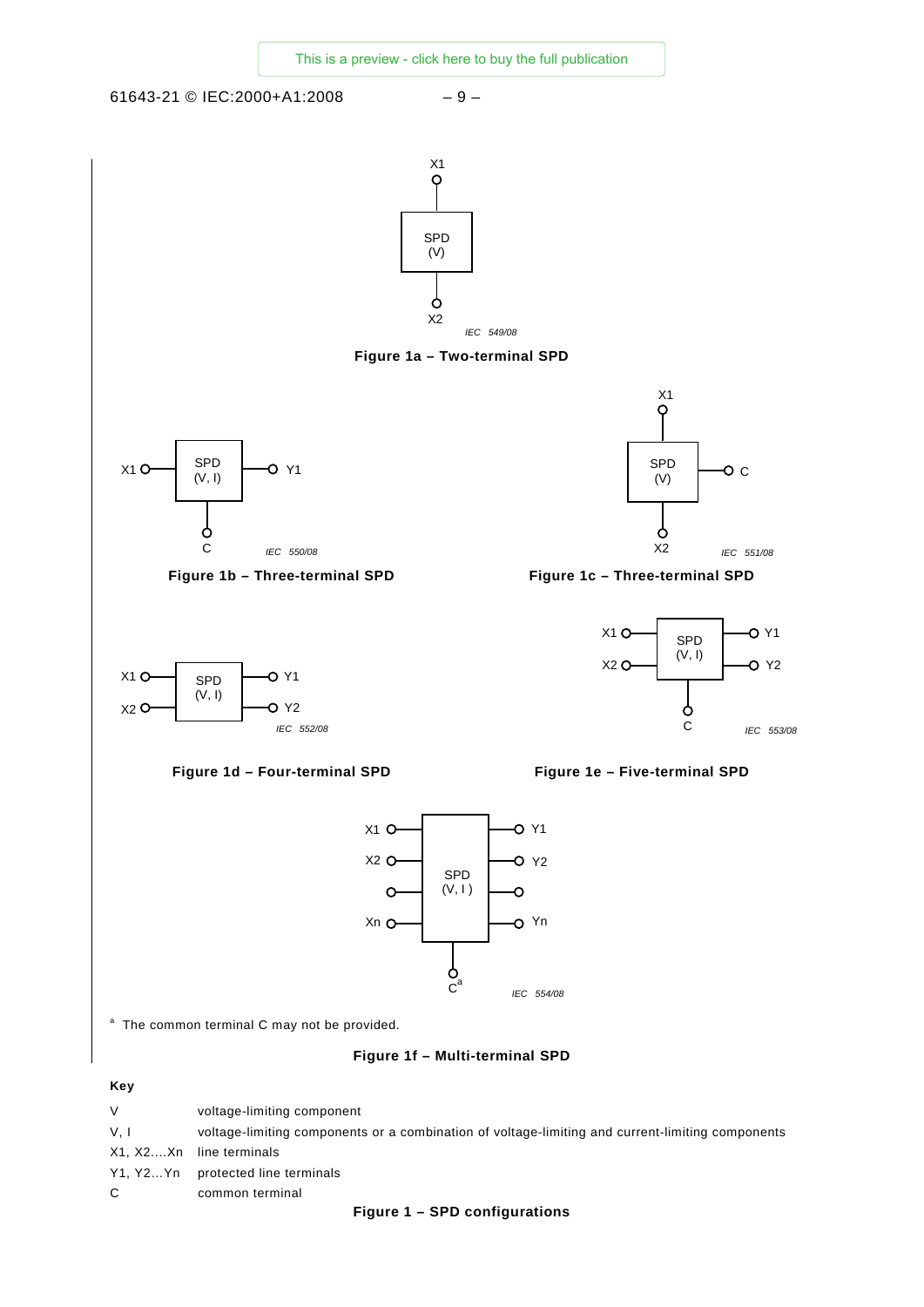Figure 1a – Two-terminal SPD

Figure 1b – Three-terminal SPD

Figure 1c – Three-terminal SPD

Figure 1d – Four-terminal SPD

Figure 1e – Five-terminal SPD

[a] The common terminal C may not be provided.

Figure 1f – Multi-terminal SPD

**Key**

| | |
|---|---|
| V | voltage-limiting component |
| V, I | voltage-limiting components or a combination of voltage-limiting and current-limiting components |
| X1, X2....Xn | line terminals |
| Y1, Y2...Yn | protected line terminals |
| C | common terminal |

**Figure 1 – SPD configurations**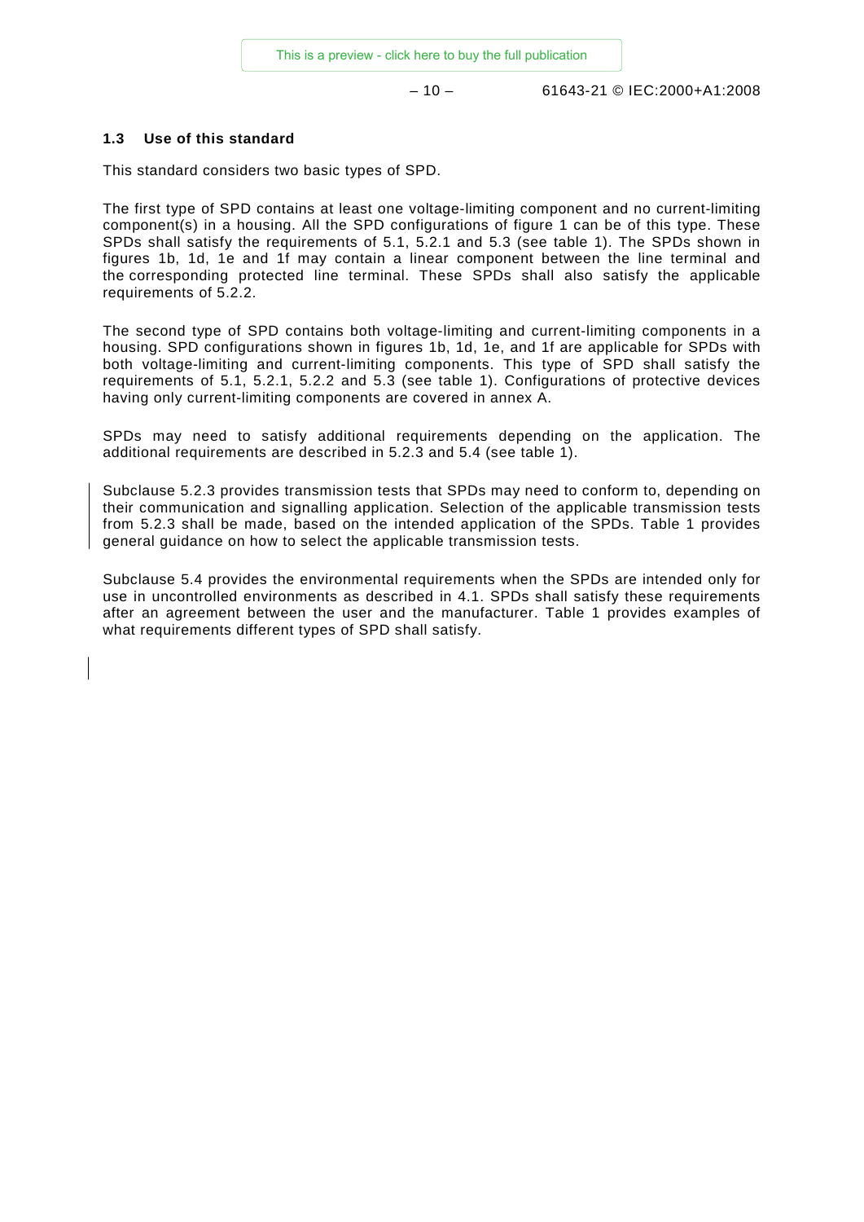### 1.3 Use of this standard

This standard considers two basic types of SPD.

The first type of SPD contains at least one voltage-limiting component and no current-limiting component(s) in a housing. All the SPD configurations of figure 1 can be of this type. These SPDs shall satisfy the requirements of 5.1, 5.2.1 and 5.3 (see table 1). The SPDs shown in figures 1b, 1d, 1e and 1f may contain a linear component between the line terminal and the corresponding protected line terminal. These SPDs shall also satisfy the applicable requirements of 5.2.2.

The second type of SPD contains both voltage-limiting and current-limiting components in a housing. SPD configurations shown in figures 1b, 1d, 1e, and 1f are applicable for SPDs with both voltage-limiting and current-limiting components. This type of SPD shall satisfy the requirements of 5.1, 5.2.1, 5.2.2 and 5.3 (see table 1). Configurations of protective devices having only current-limiting components are covered in annex A.

SPDs may need to satisfy additional requirements depending on the application. The additional requirements are described in 5.2.3 and 5.4 (see table 1).

Subclause 5.2.3 provides transmission tests that SPDs may need to conform to, depending on their communication and signalling application. Selection of the applicable transmission tests from 5.2.3 shall be made, based on the intended application of the SPDs. Table 1 provides general guidance on how to select the applicable transmission tests.

Subclause 5.4 provides the environmental requirements when the SPDs are intended only for use in uncontrolled environments as described in 4.1. SPDs shall satisfy these requirements after an agreement between the user and the manufacturer. Table 1 provides examples of what requirements different types of SPD shall satisfy.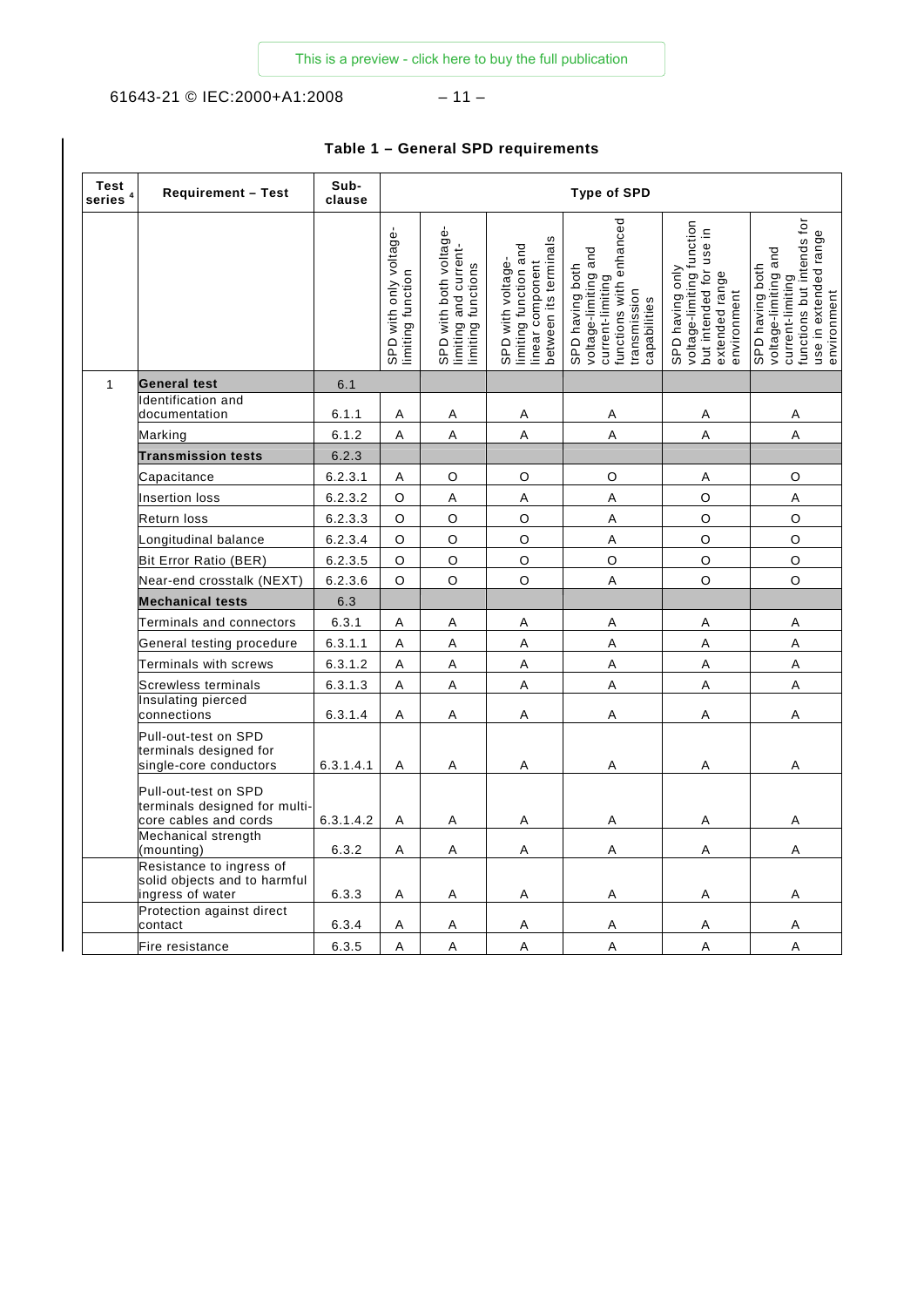**Table 1 – General SPD requirements**

| Test series [4] | Requirement – Test | Sub-clause | Type of SPD | | | | | |
|---|---|---|---|---|---|---|---|---|
| | | | SPD with only voltage-limiting function | SPD with both voltage-limiting and current-limiting functions | SPD with voltage-limiting function and linear component between its terminals | SPD having both voltage-limiting and current-limiting functions with enhanced transmission capabilities | SPD having only voltage-limiting function but intended for use in extended range environment | SPD having both voltage-limiting and current-limiting functions but intends for use in extended range environment |
| 1 | **General test** | 6.1 | | | | | | |
| | Identification and documentation | 6.1.1 | A | A | A | A | A | A |
| | Marking | 6.1.2 | A | A | A | A | A | A |
| | **Transmission tests** | 6.2.3 | | | | | | |
| | Capacitance | 6.2.3.1 | A | O | O | O | A | O |
| | Insertion loss | 6.2.3.2 | O | A | A | A | O | A |
| | Return loss | 6.2.3.3 | O | O | O | A | O | O |
| | Longitudinal balance | 6.2.3.4 | O | O | O | A | O | O |
| | Bit Error Ratio (BER) | 6.2.3.5 | O | O | O | O | O | O |
| | Near-end crosstalk (NEXT) | 6.2.3.6 | O | O | O | A | O | O |
| | **Mechanical tests** | 6.3 | | | | | | |
| | Terminals and connectors | 6.3.1 | A | A | A | A | A | A |
| | General testing procedure | 6.3.1.1 | A | A | A | A | A | A |
| | Terminals with screws | 6.3.1.2 | A | A | A | A | A | A |
| | Screwless terminals | 6.3.1.3 | A | A | A | A | A | A |
| | Insulating pierced connections | 6.3.1.4 | A | A | A | A | A | A |
| | Pull-out-test on SPD terminals designed for single-core conductors | 6.3.1.4.1 | A | A | A | A | A | A |
| | Pull-out-test on SPD terminals designed for multi-core cables and cords | 6.3.1.4.2 | A | A | A | A | A | A |
| | Mechanical strength (mounting) | 6.3.2 | A | A | A | A | A | A |
| | Resistance to ingress of solid objects and to harmful ingress of water | 6.3.3 | A | A | A | A | A | A |
| | Protection against direct contact | 6.3.4 | A | A | A | A | A | A |
| | Fire resistance | 6.3.5 | A | A | A | A | A | A |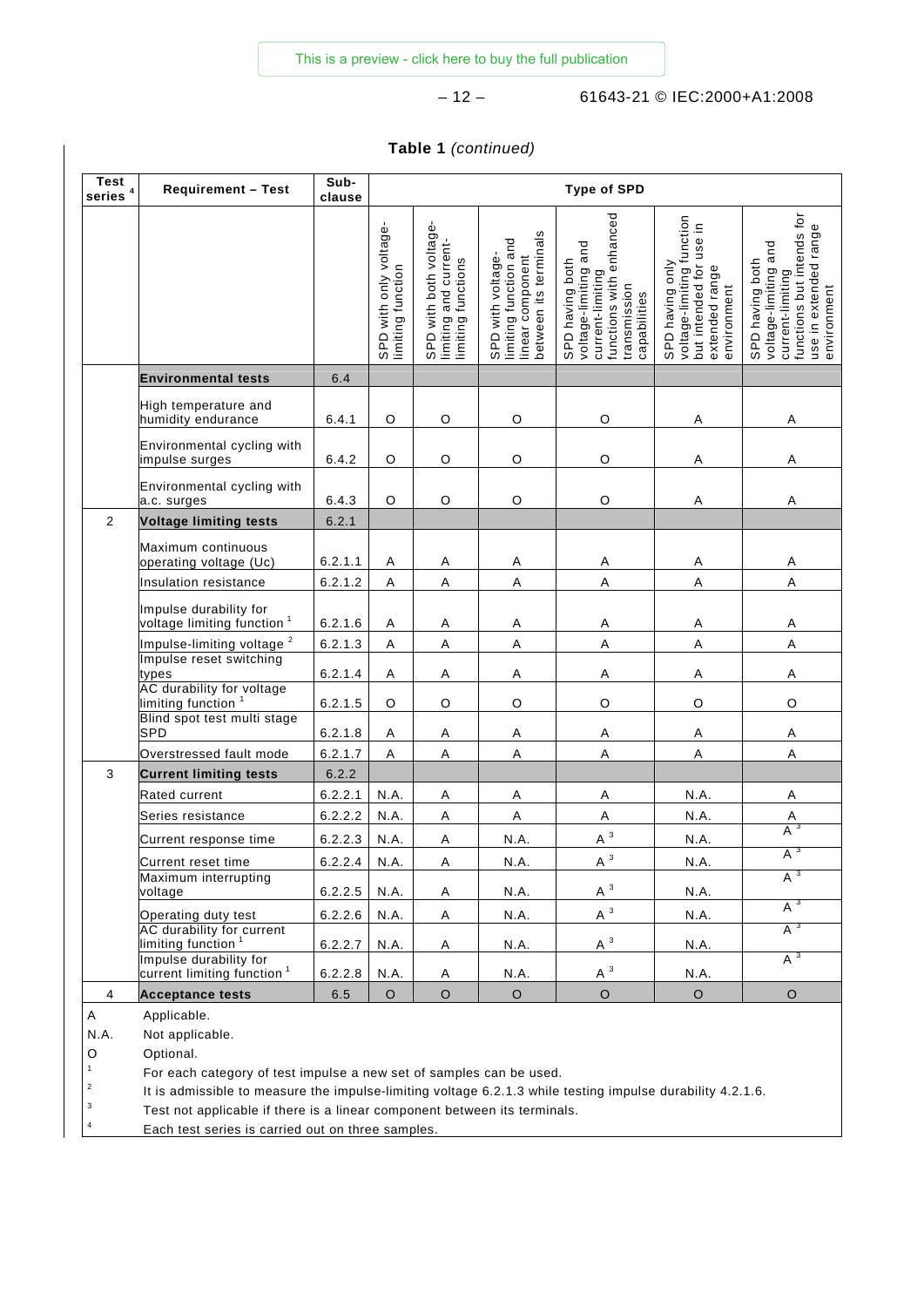**Table 1** *(continued)*

| Test series [4] | Requirement – Test | Sub-clause | Type of SPD | | | | | |
|---|---|---|---|---|---|---|---|---|
| | | | SPD with only voltage-limiting function | SPD with both voltage-limiting and current-limiting functions | SPD with voltage-limiting function and linear component between its terminals | SPD having both voltage-limiting and current-limiting functions with enhanced transmission capabilities | SPD having only voltage-limiting function but intended for use in extended range environment | SPD having both voltage-limiting and current-limiting functions but intends for use in extended range environment |
| | **Environmental tests** | 6.4 | | | | | | |
| | High temperature and humidity endurance | 6.4.1 | O | O | O | O | A | A |
| | Environmental cycling with impulse surges | 6.4.2 | O | O | O | O | A | A |
| | Environmental cycling with a.c. surges | 6.4.3 | O | O | O | O | A | A |
| 2 | **Voltage limiting tests** | 6.2.1 | | | | | | |
| | Maximum continuous operating voltage (Uc) | 6.2.1.1 | A | A | A | A | A | A |
| | Insulation resistance | 6.2.1.2 | A | A | A | A | A | A |
| | Impulse durability for voltage limiting function [1] | 6.2.1.6 | A | A | A | A | A | A |
| | Impulse-limiting voltage [2] | 6.2.1.3 | A | A | A | A | A | A |
| | Impulse reset switching types | 6.2.1.4 | A | A | A | A | A | A |
| | AC durability for voltage limiting function [1] | 6.2.1.5 | O | O | O | O | O | O |
| | Blind spot test multi stage SPD | 6.2.1.8 | A | A | A | A | A | A |
| | Overstressed fault mode | 6.2.1.7 | A | A | A | A | A | A |
| 3 | **Current limiting tests** | 6.2.2 | | | | | | |
| | Rated current | 6.2.2.1 | N.A. | A | A | A | N.A. | A |
| | Series resistance | 6.2.2.2 | N.A. | A | A | A | N.A. | A |
| | Current response time | 6.2.2.3 | N.A. | A | N.A. | A [3] | N.A. | A [3] |
| | Current reset time | 6.2.2.4 | N.A. | A | N.A. | A [3] | N.A. | A [3] |
| | Maximum interrupting voltage | 6.2.2.5 | N.A. | A | N.A. | A [3] | N.A. | A [3] |
| | Operating duty test | 6.2.2.6 | N.A. | A | N.A. | A [3] | N.A. | A [3] |
| | AC durability for current limiting function [1] | 6.2.2.7 | N.A. | A | N.A. | A [3] | N.A. | A [3] |
| | Impulse durability for current limiting function [1] | 6.2.2.8 | N.A. | A | N.A. | A [3] | N.A. | A [3] |
| 4 | **Acceptance tests** | 6.5 | O | O | O | O | O | O |

A Applicable.

N.A. Not applicable.

O Optional.

[1] For each category of test impulse a new set of samples can be used.

[2] It is admissible to measure the impulse-limiting voltage 6.2.1.3 while testing impulse durability 4.2.1.6.

[3] Test not applicable if there is a linear component between its terminals.

[4] Each test series is carried out on three samples.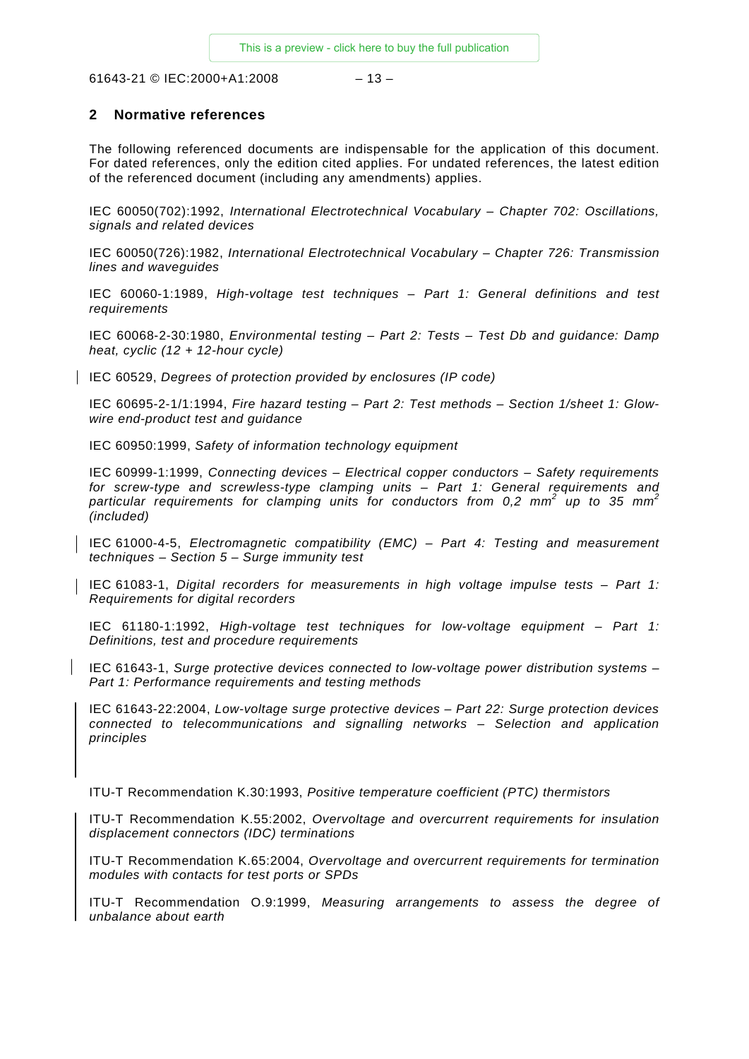## 2 Normative references

The following referenced documents are indispensable for the application of this document. For dated references, only the edition cited applies. For undated references, the latest edition of the referenced document (including any amendments) applies.

IEC 60050(702):1992, *International Electrotechnical Vocabulary – Chapter 702: Oscillations, signals and related devices*

IEC 60050(726):1982, *International Electrotechnical Vocabulary – Chapter 726: Transmission lines and waveguides*

IEC 60060-1:1989, *High-voltage test techniques – Part 1: General definitions and test requirements*

IEC 60068-2-30:1980, *Environmental testing – Part 2: Tests – Test Db and guidance: Damp heat, cyclic (12 + 12-hour cycle)*

IEC 60529, *Degrees of protection provided by enclosures (IP code)*

IEC 60695-2-1/1:1994, *Fire hazard testing – Part 2: Test methods – Section 1/sheet 1: Glow-wire end-product test and guidance*

IEC 60950:1999, *Safety of information technology equipment*

IEC 60999-1:1999, *Connecting devices – Electrical copper conductors – Safety requirements for screw-type and screwless-type clamping units – Part 1: General requirements and particular requirements for clamping units for conductors from 0,2 $mm^2$ up to 35 $mm^2$ (included)*

IEC 61000-4-5, *Electromagnetic compatibility (EMC) – Part 4: Testing and measurement techniques – Section 5 – Surge immunity test*

IEC 61083-1, *Digital recorders for measurements in high voltage impulse tests – Part 1: Requirements for digital recorders*

IEC 61180-1:1992, *High-voltage test techniques for low-voltage equipment – Part 1: Definitions, test and procedure requirements*

IEC 61643-1, *Surge protective devices connected to low-voltage power distribution systems – Part 1: Performance requirements and testing methods*

IEC 61643-22:2004, *Low-voltage surge protective devices – Part 22: Surge protection devices connected to telecommunications and signalling networks – Selection and application principles*

ITU-T Recommendation K.30:1993, *Positive temperature coefficient (PTC) thermistors*

ITU-T Recommendation K.55:2002, *Overvoltage and overcurrent requirements for insulation displacement connectors (IDC) terminations*

ITU-T Recommendation K.65:2004, *Overvoltage and overcurrent requirements for termination modules with contacts for test ports or SPDs*

ITU-T Recommendation O.9:1999, *Measuring arrangements to assess the degree of unbalance about earth*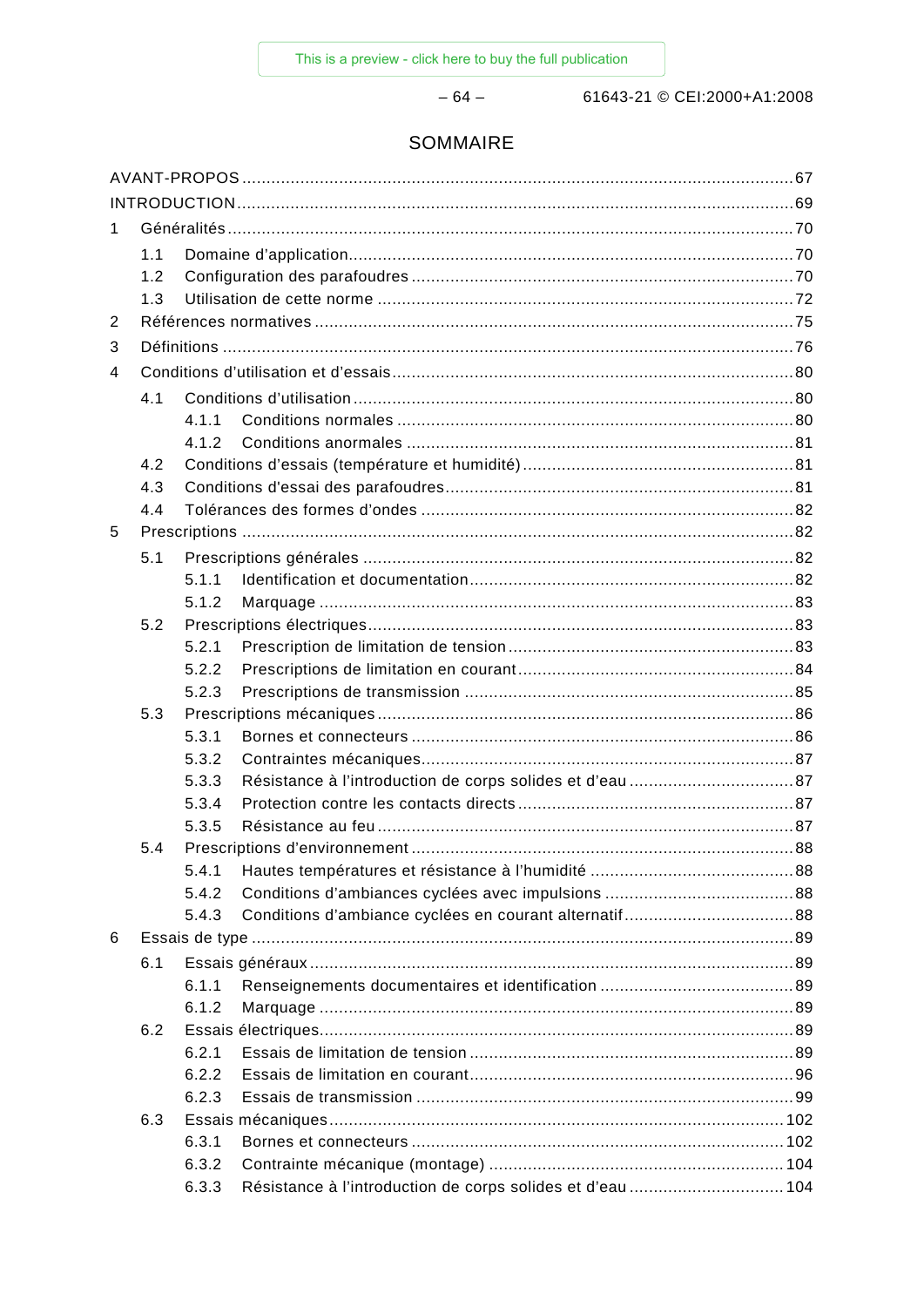# SOMMAIRE

AVANT-PROPOS ..... 67

INTRODUCTION ..... 69

1 Généralités ..... 70

- 1.1 Domaine d'application ..... 70
- 1.2 Configuration des parafoudres ..... 70
- 1.3 Utilisation de cette norme ..... 72

2 Références normatives ..... 75

3 Définitions ..... 76

4 Conditions d'utilisation et d'essais ..... 80

- 4.1 Conditions d'utilisation ..... 80
  - 4.1.1 Conditions normales ..... 80
  - 4.1.2 Conditions anormales ..... 81
- 4.2 Conditions d'essais (température et humidité) ..... 81
- 4.3 Conditions d'essai des parafoudres ..... 81
- 4.4 Tolérances des formes d'ondes ..... 82

5 Prescriptions ..... 82

- 5.1 Prescriptions générales ..... 82
  - 5.1.1 Identification et documentation ..... 82
  - 5.1.2 Marquage ..... 83
- 5.2 Prescriptions électriques ..... 83
  - 5.2.1 Prescription de limitation de tension ..... 83
  - 5.2.2 Prescriptions de limitation en courant ..... 84
  - 5.2.3 Prescriptions de transmission ..... 85
- 5.3 Prescriptions mécaniques ..... 86
  - 5.3.1 Bornes et connecteurs ..... 86
  - 5.3.2 Contraintes mécaniques ..... 87
  - 5.3.3 Résistance à l'introduction de corps solides et d'eau ..... 87
  - 5.3.4 Protection contre les contacts directs ..... 87
  - 5.3.5 Résistance au feu ..... 87
- 5.4 Prescriptions d'environnement ..... 88
  - 5.4.1 Hautes températures et résistance à l'humidité ..... 88
  - 5.4.2 Conditions d'ambiances cyclées avec impulsions ..... 88
  - 5.4.3 Conditions d'ambiance cyclées en courant alternatif ..... 88

6 Essais de type ..... 89

- 6.1 Essais généraux ..... 89
  - 6.1.1 Renseignements documentaires et identification ..... 89
  - 6.1.2 Marquage ..... 89
- 6.2 Essais électriques ..... 89
  - 6.2.1 Essais de limitation de tension ..... 89
  - 6.2.2 Essais de limitation en courant ..... 96
  - 6.2.3 Essais de transmission ..... 99
- 6.3 Essais mécaniques ..... 102
  - 6.3.1 Bornes et connecteurs ..... 102
  - 6.3.2 Contrainte mécanique (montage) ..... 104
  - 6.3.3 Résistance à l'introduction de corps solides et d'eau ..... 104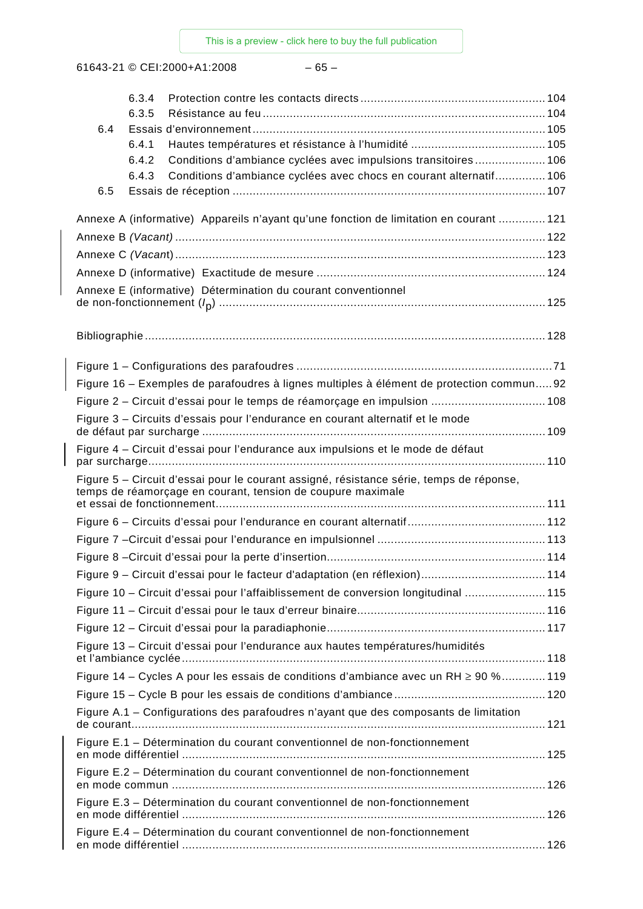6.3.4 Protection contre les contacts directs ........................................................ 104

6.3.5 Résistance au feu ................................................................................... 104

6.4 Essais d'environnement ....................................................................................... 105

6.4.1 Hautes températures et résistance à l'humidité ........................................ 105

6.4.2 Conditions d'ambiance cyclées avec impulsions transitoires ..................... 106

6.4.3 Conditions d'ambiance cyclées avec chocs en courant alternatif ............... 106

6.5 Essais de réception ............................................................................................. 107

Annexe A (informative) Appareils n'ayant qu'une fonction de limitation en courant .............. 121

Annexe B *(Vacant)* .............................................................................................................. 122

Annexe C *(Vacant)* .............................................................................................................. 123

Annexe D (informative) Exactitude de mesure .................................................................... 124

Annexe E (informative) Détermination du courant conventionnel de non-fonctionnement ($I_p$) ................................................................................ 125

Bibliographie ....................................................................................................................... 128

Figure 1 – Configurations des parafoudres ............................................................................ 71

Figure 16 – Exemples de parafoudres à lignes multiples à élément de protection commun ..... 92

Figure 2 – Circuit d'essai pour le temps de réamorçage en impulsion .................................. 108

Figure 3 – Circuits d'essais pour l'endurance en courant alternatif et le mode de défaut par surcharge ..................................................................................................... 109

Figure 4 – Circuit d'essai pour l'endurance aux impulsions et le mode de défaut par surcharge ..................................................................................................... 110

Figure 5 – Circuit d'essai pour le courant assigné, résistance série, temps de réponse, temps de réamorçage en courant, tension de coupure maximale et essai de fonctionnement ................................................................................................. 111

Figure 6 – Circuits d'essai pour l'endurance en courant alternatif ......................................... 112

Figure 7 –Circuit d'essai pour l'endurance en impulsionnel .................................................. 113

Figure 8 –Circuit d'essai pour la perte d'insertion ................................................................. 114

Figure 9 – Circuit d'essai pour le facteur d'adaptation (en réflexion) ..................................... 114

Figure 10 – Circuit d'essai pour l'affaiblissement de conversion longitudinal ........................ 115

Figure 11 – Circuit d'essai pour le taux d'erreur binaire ........................................................ 116

Figure 12 – Circuit d'essai pour la paradiaphonie ................................................................. 117

Figure 13 – Circuit d'essai pour l'endurance aux hautes températures/humidités et l'ambiance cyclée ........................................................................................................... 118

Figure 14 – Cycles A pour les essais de conditions d'ambiance avec un RH ≥ 90 % ............. 119

Figure 15 – Cycle B pour les essais de conditions d'ambiance ............................................. 120

Figure A.1 – Configurations des parafoudres n'ayant que des composants de limitation de courant ........................................................................................................... 121

Figure E.1 – Détermination du courant conventionnel de non-fonctionnement en mode différentiel ........................................................................................................... 125

Figure E.2 – Détermination du courant conventionnel de non-fonctionnement en mode commun ............................................................................................................... 126

Figure E.3 – Détermination du courant conventionnel de non-fonctionnement en mode différentiel ........................................................................................................... 126

Figure E.4 – Détermination du courant conventionnel de non-fonctionnement en mode différentiel ........................................................................................................... 126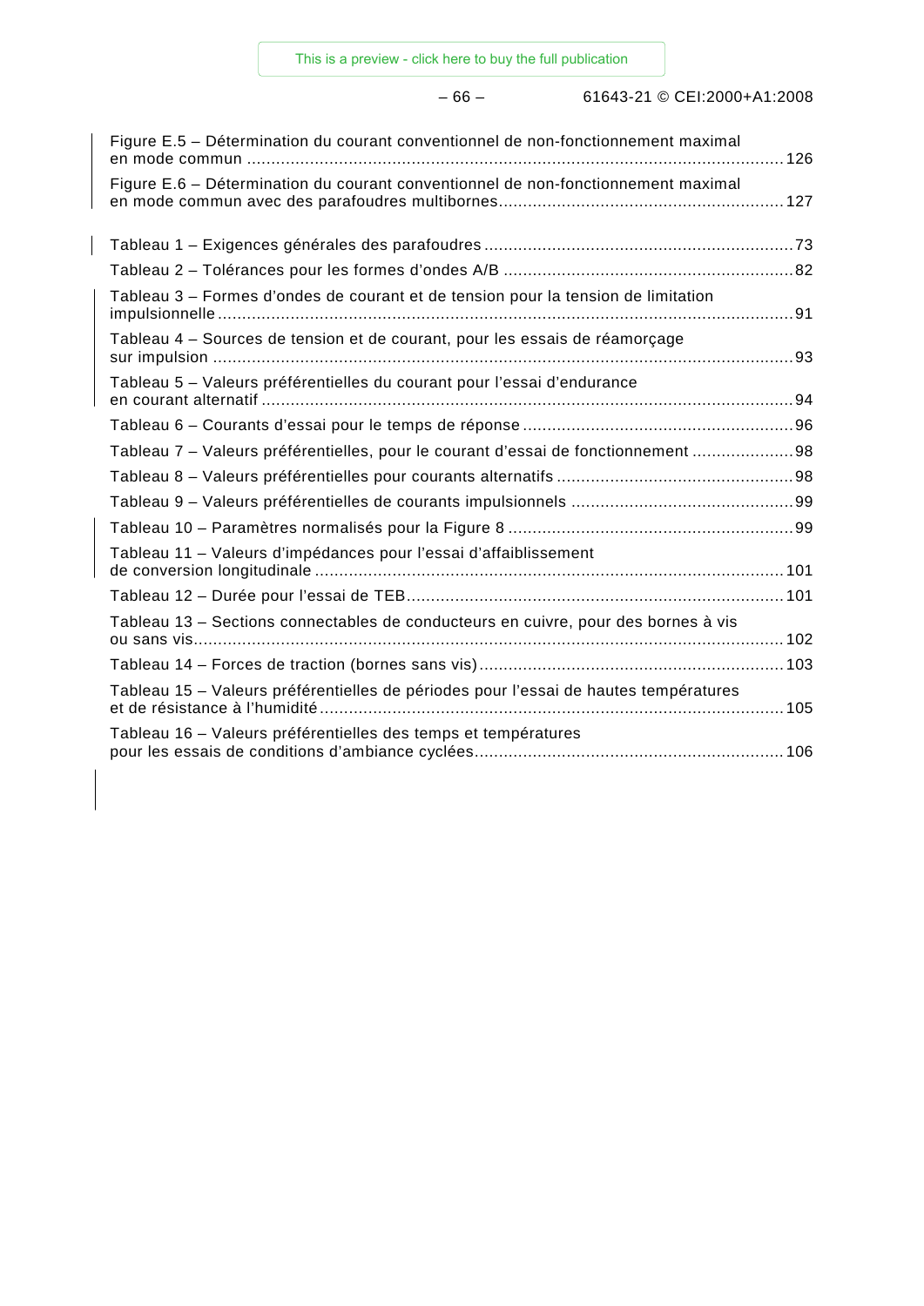Figure E.5 – Détermination du courant conventionnel de non-fonctionnement maximal en mode commun ............................................................................................................ 126

Figure E.6 – Détermination du courant conventionnel de non-fonctionnement maximal en mode commun avec des parafoudres multibornes.......................................................... 127

Tableau 1 – Exigences générales des parafoudres ............................................................... 73

Tableau 2 – Tolérances pour les formes d'ondes A/B ........................................................... 82

Tableau 3 – Formes d'ondes de courant et de tension pour la tension de limitation impulsionnelle ...................................................................................................................... 91

Tableau 4 – Sources de tension et de courant, pour les essais de réamorçage sur impulsion ........................................................................................................................ 93

Tableau 5 – Valeurs préférentielles du courant pour l'essai d'endurance en courant alternatif ............................................................................................................ 94

Tableau 6 – Courants d'essai pour le temps de réponse ....................................................... 96

Tableau 7 – Valeurs préférentielles, pour le courant d'essai de fonctionnement ..................... 98

Tableau 8 – Valeurs préférentielles pour courants alternatifs ................................................ 98

Tableau 9 – Valeurs préférentielles de courants impulsionnels ............................................. 99

Tableau 10 – Paramètres normalisés pour la Figure 8 .......................................................... 99

Tableau 11 – Valeurs d'impédances pour l'essai d'affaiblissement de conversion longitudinale ................................................................................................ 101

Tableau 12 – Durée pour l'essai de TEB............................................................................ 101

Tableau 13 – Sections connectables de conducteurs en cuivre, pour des bornes à vis ou sans vis........................................................................................................................ 102

Tableau 14 – Forces de traction (bornes sans vis).............................................................. 103

Tableau 15 – Valeurs préférentielles de périodes pour l'essai de hautes températures et de résistance à l'humidité.............................................................................................. 105

Tableau 16 – Valeurs préférentielles des temps et températures pour les essais de conditions d'ambiance cyclées............................................................... 106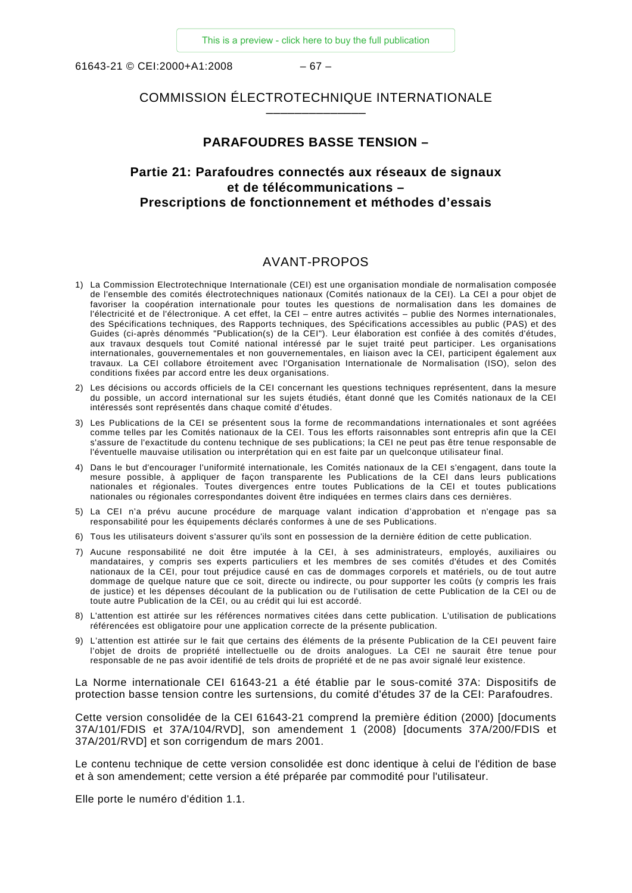COMMISSION ÉLECTROTECHNIQUE INTERNATIONALE

# PARAFOUDRES BASSE TENSION –

## Partie 21: Parafoudres connectés aux réseaux de signaux et de télécommunications – Prescriptions de fonctionnement et méthodes d'essais

## AVANT-PROPOS

1) La Commission Electrotechnique Internationale (CEI) est une organisation mondiale de normalisation composée de l'ensemble des comités électrotechniques nationaux (Comités nationaux de la CEI). La CEI a pour objet de favoriser la coopération internationale pour toutes les questions de normalisation dans les domaines de l'électricité et de l'électronique. A cet effet, la CEI – entre autres activités – publie des Normes internationales, des Spécifications techniques, des Rapports techniques, des Spécifications accessibles au public (PAS) et des Guides (ci-après dénommés "Publication(s) de la CEI"). Leur élaboration est confiée à des comités d'études, aux travaux desquels tout Comité national intéressé par le sujet traité peut participer. Les organisations internationales, gouvernementales et non gouvernementales, en liaison avec la CEI, participent également aux travaux. La CEI collabore étroitement avec l'Organisation Internationale de Normalisation (ISO), selon des conditions fixées par accord entre les deux organisations.
2) Les décisions ou accords officiels de la CEI concernant les questions techniques représentent, dans la mesure du possible, un accord international sur les sujets étudiés, étant donné que les Comités nationaux de la CEI intéressés sont représentés dans chaque comité d'études.
3) Les Publications de la CEI se présentent sous la forme de recommandations internationales et sont agréées comme telles par les Comités nationaux de la CEI. Tous les efforts raisonnables sont entrepris afin que la CEI s'assure de l'exactitude du contenu technique de ses publications; la CEI ne peut pas être tenue responsable de l'éventuelle mauvaise utilisation ou interprétation qui en est faite par un quelconque utilisateur final.
4) Dans le but d'encourager l'uniformité internationale, les Comités nationaux de la CEI s'engagent, dans toute la mesure possible, à appliquer de façon transparente les Publications de la CEI dans leurs publications nationales et régionales. Toutes divergences entre toutes Publications de la CEI et toutes publications nationales ou régionales correspondantes doivent être indiquées en termes clairs dans ces dernières.
5) La CEI n'a prévu aucune procédure de marquage valant indication d'approbation et n'engage pas sa responsabilité pour les équipements déclarés conformes à une de ses Publications.
6) Tous les utilisateurs doivent s'assurer qu'ils sont en possession de la dernière édition de cette publication.
7) Aucune responsabilité ne doit être imputée à la CEI, à ses administrateurs, employés, auxiliaires ou mandataires, y compris ses experts particuliers et les membres de ses comités d'études et des Comités nationaux de la CEI, pour tout préjudice causé en cas de dommages corporels et matériels, ou de tout autre dommage de quelque nature que ce soit, directe ou indirecte, ou pour supporter les coûts (y compris les frais de justice) et les dépenses découlant de la publication ou de l'utilisation de cette Publication de la CEI ou de toute autre Publication de la CEI, ou au crédit qui lui est accordé.
8) L'attention est attirée sur les références normatives citées dans cette publication. L'utilisation de publications référencées est obligatoire pour une application correcte de la présente publication.
9) L'attention est attirée sur le fait que certains des éléments de la présente Publication de la CEI peuvent faire l'objet de droits de propriété intellectuelle ou de droits analogues. La CEI ne saurait être tenue pour responsable de ne pas avoir identifié de tels droits de propriété et de ne pas avoir signalé leur existence.

La Norme internationale CEI 61643-21 a été établie par le sous-comité 37A: Dispositifs de protection basse tension contre les surtensions, du comité d'études 37 de la CEI: Parafoudres.

Cette version consolidée de la CEI 61643-21 comprend la première édition (2000) [documents 37A/101/FDIS et 37A/104/RVD], son amendement 1 (2008) [documents 37A/200/FDIS et 37A/201/RVD] et son corrigendum de mars 2001.

Le contenu technique de cette version consolidée est donc identique à celui de l'édition de base et à son amendement; cette version a été préparée par commodité pour l'utilisateur.

Elle porte le numéro d'édition 1.1.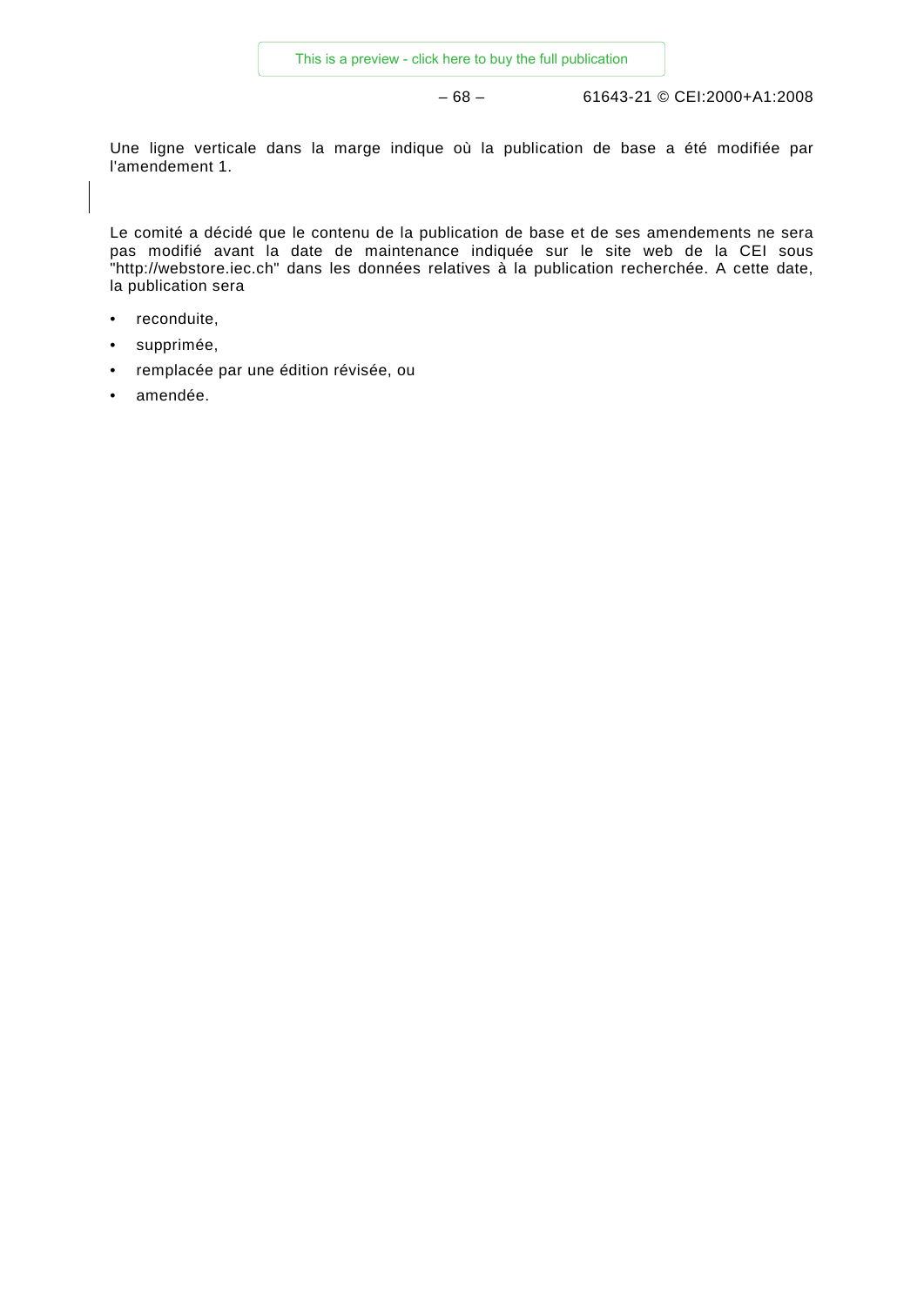Une ligne verticale dans la marge indique où la publication de base a été modifiée par l'amendement 1.

Le comité a décidé que le contenu de la publication de base et de ses amendements ne sera pas modifié avant la date de maintenance indiquée sur le site web de la CEI sous "http://webstore.iec.ch" dans les données relatives à la publication recherchée. A cette date, la publication sera

- reconduite,
- supprimée,
- remplacée par une édition révisée, ou
- amendée.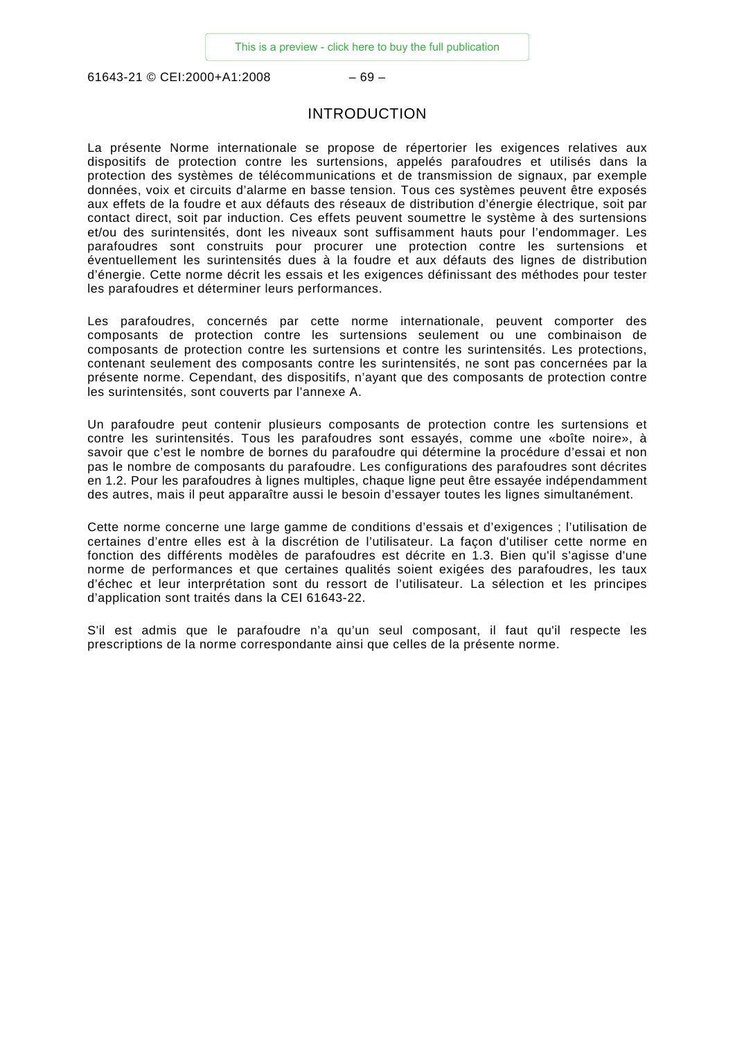# INTRODUCTION

La présente Norme internationale se propose de répertorier les exigences relatives aux dispositifs de protection contre les surtensions, appelés parafoudres et utilisés dans la protection des systèmes de télécommunications et de transmission de signaux, par exemple données, voix et circuits d'alarme en basse tension. Tous ces systèmes peuvent être exposés aux effets de la foudre et aux défauts des réseaux de distribution d'énergie électrique, soit par contact direct, soit par induction. Ces effets peuvent soumettre le système à des surtensions et/ou des surintensités, dont les niveaux sont suffisamment hauts pour l'endommager. Les parafoudres sont construits pour procurer une protection contre les surtensions et éventuellement les surintensités dues à la foudre et aux défauts des lignes de distribution d'énergie. Cette norme décrit les essais et les exigences définissant des méthodes pour tester les parafoudres et déterminer leurs performances.

Les parafoudres, concernés par cette norme internationale, peuvent comporter des composants de protection contre les surtensions seulement ou une combinaison de composants de protection contre les surtensions et contre les surintensités. Les protections, contenant seulement des composants contre les surintensités, ne sont pas concernées par la présente norme. Cependant, des dispositifs, n'ayant que des composants de protection contre les surintensités, sont couverts par l'annexe A.

Un parafoudre peut contenir plusieurs composants de protection contre les surtensions et contre les surintensités. Tous les parafoudres sont essayés, comme une «boîte noire», à savoir que c'est le nombre de bornes du parafoudre qui détermine la procédure d'essai et non pas le nombre de composants du parafoudre. Les configurations des parafoudres sont décrites en 1.2. Pour les parafoudres à lignes multiples, chaque ligne peut être essayée indépendamment des autres, mais il peut apparaître aussi le besoin d'essayer toutes les lignes simultanément.

Cette norme concerne une large gamme de conditions d'essais et d'exigences ; l'utilisation de certaines d'entre elles est à la discrétion de l'utilisateur. La façon d'utiliser cette norme en fonction des différents modèles de parafoudres est décrite en 1.3. Bien qu'il s'agisse d'une norme de performances et que certaines qualités soient exigées des parafoudres, les taux d'échec et leur interprétation sont du ressort de l'utilisateur. La sélection et les principes d'application sont traités dans la CEI 61643-22.

S'il est admis que le parafoudre n'a qu'un seul composant, il faut qu'il respecte les prescriptions de la norme correspondante ainsi que celles de la présente norme.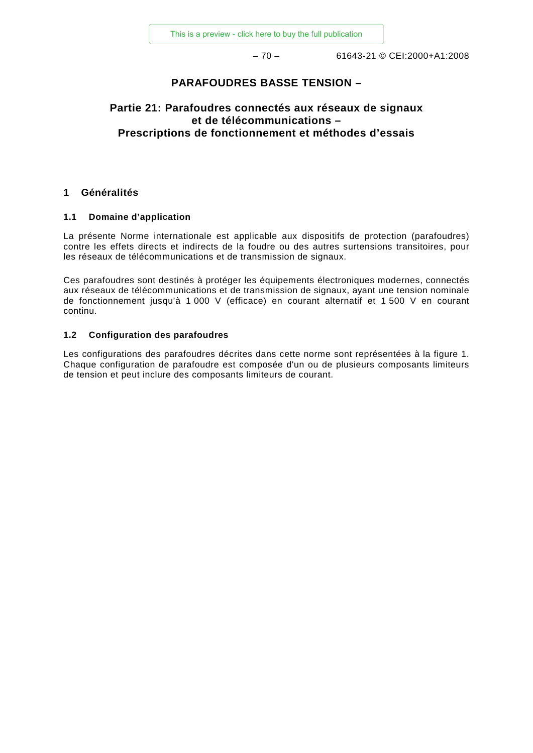# PARAFOUDRES BASSE TENSION –

## Partie 21: Parafoudres connectés aux réseaux de signaux et de télécommunications – Prescriptions de fonctionnement et méthodes d'essais

## 1 Généralités

### 1.1 Domaine d'application

La présente Norme internationale est applicable aux dispositifs de protection (parafoudres) contre les effets directs et indirects de la foudre ou des autres surtensions transitoires, pour les réseaux de télécommunications et de transmission de signaux.

Ces parafoudres sont destinés à protéger les équipements électroniques modernes, connectés aux réseaux de télécommunications et de transmission de signaux, ayant une tension nominale de fonctionnement jusqu'à 1 000 V (efficace) en courant alternatif et 1 500 V en courant continu.

### 1.2 Configuration des parafoudres

Les configurations des parafoudres décrites dans cette norme sont représentées à la figure 1. Chaque configuration de parafoudre est composée d'un ou de plusieurs composants limiteurs de tension et peut inclure des composants limiteurs de courant.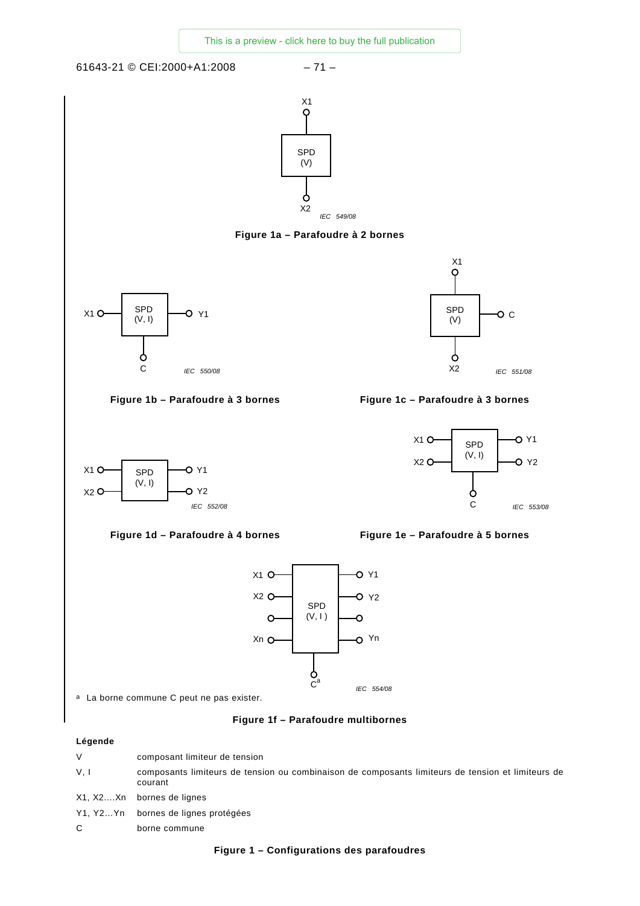X1

SPD
(V)

X2

IEC 549/08

**Figure 1a – Parafoudre à 2 bornes**

X1 SPD (V, I) Y1

C

IEC 550/08

**Figure 1b – Parafoudre à 3 bornes**

X1

SPD
(V)

C

X2

IEC 551/08

**Figure 1c – Parafoudre à 3 bornes**

X1 SPD (V, I) Y1

X2 Y2

IEC 552/08

**Figure 1d – Parafoudre à 4 bornes**

X1 SPD (V, I) Y1

X2 Y2

C

IEC 553/08

**Figure 1e – Parafoudre à 5 bornes**

X1 Y1

X2 Y2

SPD
(V, I )

Xn Yn

C[a]

IEC 554/08

[a] La borne commune C peut ne pas exister.

**Figure 1f – Parafoudre multibornes**

**Légende**

| | |
|---|---|
| V | composant limiteur de tension |
| V, I | composants limiteurs de tension ou combinaison de composants limiteurs de tension et limiteurs de courant |
| X1, X2....Xn | bornes de lignes |
| Y1, Y2...Yn | bornes de lignes protégées |
| C | borne commune |

**Figure 1 – Configurations des parafoudres**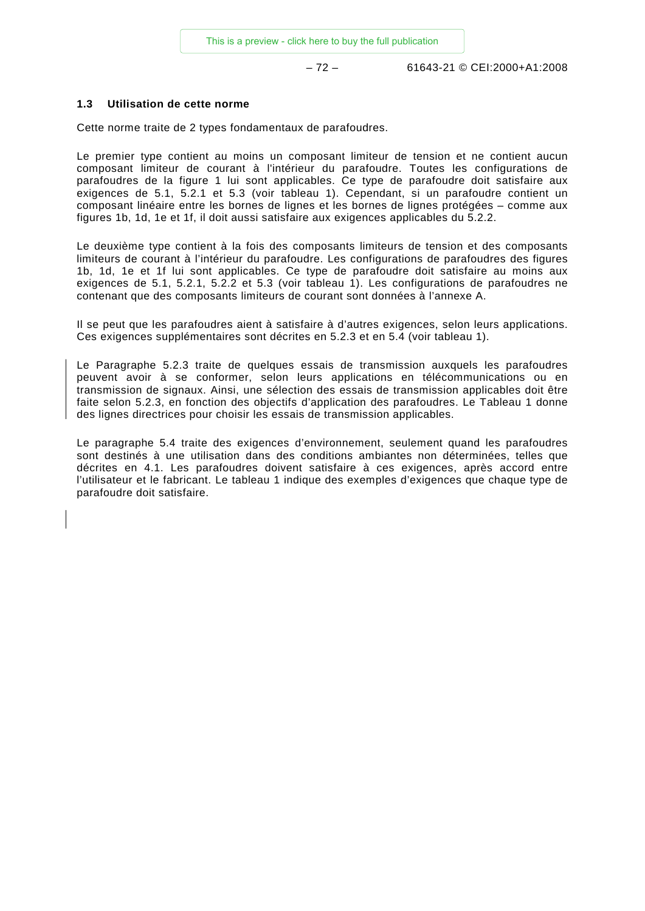### 1.3 Utilisation de cette norme

Cette norme traite de 2 types fondamentaux de parafoudres.

Le premier type contient au moins un composant limiteur de tension et ne contient aucun composant limiteur de courant à l'intérieur du parafoudre. Toutes les configurations de parafoudres de la figure 1 lui sont applicables. Ce type de parafoudre doit satisfaire aux exigences de 5.1, 5.2.1 et 5.3 (voir tableau 1). Cependant, si un parafoudre contient un composant linéaire entre les bornes de lignes et les bornes de lignes protégées – comme aux figures 1b, 1d, 1e et 1f, il doit aussi satisfaire aux exigences applicables du 5.2.2.

Le deuxième type contient à la fois des composants limiteurs de tension et des composants limiteurs de courant à l'intérieur du parafoudre. Les configurations de parafoudres des figures 1b, 1d, 1e et 1f lui sont applicables. Ce type de parafoudre doit satisfaire au moins aux exigences de 5.1, 5.2.1, 5.2.2 et 5.3 (voir tableau 1). Les configurations de parafoudres ne contenant que des composants limiteurs de courant sont données à l'annexe A.

Il se peut que les parafoudres aient à satisfaire à d'autres exigences, selon leurs applications. Ces exigences supplémentaires sont décrites en 5.2.3 et en 5.4 (voir tableau 1).

Le Paragraphe 5.2.3 traite de quelques essais de transmission auxquels les parafoudres peuvent avoir à se conformer, selon leurs applications en télécommunications ou en transmission de signaux. Ainsi, une sélection des essais de transmission applicables doit être faite selon 5.2.3, en fonction des objectifs d'application des parafoudres. Le Tableau 1 donne des lignes directrices pour choisir les essais de transmission applicables.

Le paragraphe 5.4 traite des exigences d'environnement, seulement quand les parafoudres sont destinés à une utilisation dans des conditions ambiantes non déterminées, telles que décrites en 4.1. Les parafoudres doivent satisfaire à ces exigences, après accord entre l'utilisateur et le fabricant. Le tableau 1 indique des exemples d'exigences que chaque type de parafoudre doit satisfaire.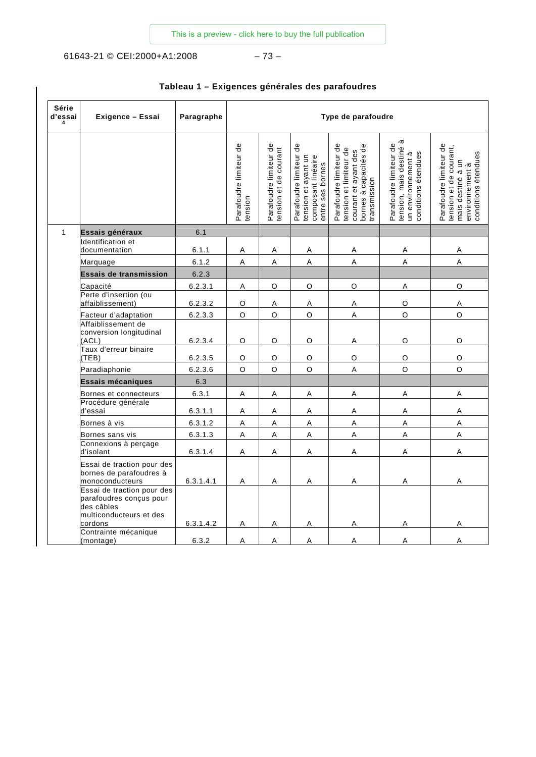**Tableau 1 – Exigences générales des parafoudres**

| Série d'essai [4] | Exigence – Essai | Paragraphe | Type de parafoudre | | | | | |
|---|---|---|---|---|---|---|---|---|
| | | | Parafoudre limiteur de tension | Parafoudre limiteur de tension et de courant | Parafoudre limiteur de tension et ayant un composant linéaire entre ses bornes | Parafoudre limiteur de tension et limiteur de courant et ayant des bornes à capacités de transmission | Parafoudre limiteur de tension, mais destiné à un environnement à conditions étendues | Parafoudre limiteur de tension et de courant, mais destiné à un environnement à conditions étendues |
| 1 | **Essais généraux** | 6.1 | | | | | | |
| | Identification et documentation | 6.1.1 | A | A | A | A | A | A |
| | Marquage | 6.1.2 | A | A | A | A | A | A |
| | **Essais de transmission** | 6.2.3 | | | | | | |
| | Capacité | 6.2.3.1 | A | O | O | O | A | O |
| | Perte d'insertion (ou affaiblissement) | 6.2.3.2 | O | A | A | A | O | A |
| | Facteur d'adaptation | 6.2.3.3 | O | O | O | A | O | O |
| | Affaiblissement de conversion longitudinal (ACL) | 6.2.3.4 | O | O | O | A | O | O |
| | Taux d'erreur binaire (TEB) | 6.2.3.5 | O | O | O | O | O | O |
| | Paradiaphonie | 6.2.3.6 | O | O | O | A | O | O |
| | **Essais mécaniques** | 6.3 | | | | | | |
| | Bornes et connecteurs | 6.3.1 | A | A | A | A | A | A |
| | Procédure générale d'essai | 6.3.1.1 | A | A | A | A | A | A |
| | Bornes à vis | 6.3.1.2 | A | A | A | A | A | A |
| | Bornes sans vis | 6.3.1.3 | A | A | A | A | A | A |
| | Connexions à perçage d'isolant | 6.3.1.4 | A | A | A | A | A | A |
| | Essai de traction pour des bornes de parafoudres à monoconducteurs | 6.3.1.4.1 | A | A | A | A | A | A |
| | Essai de traction pour des parafoudres conçus pour des câbles multiconducteurs et des cordons | 6.3.1.4.2 | A | A | A | A | A | A |
| | Contrainte mécanique (montage) | 6.3.2 | A | A | A | A | A | A |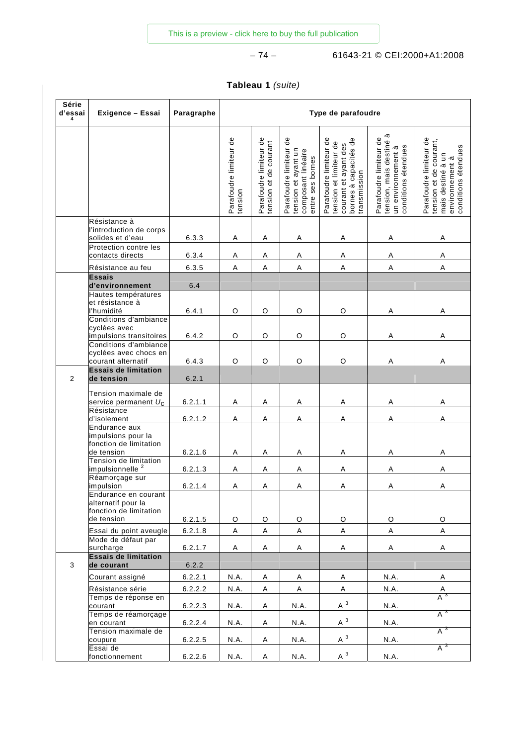**Tableau 1** *(suite)*

| Série d'essai [4] | Exigence – Essai | Paragraphe | Type de parafoudre | | | | | |
|---|---|---|---|---|---|---|---|---|
| | | | Parafoudre limiteur de tension | Parafoudre limiteur de tension et de courant | Parafoudre limiteur de tension et ayant un composant linéaire entre ses bornes | Parafoudre limiteur de tension et limiteur de courant et ayant des bornes à capacités de transmission | Parafoudre limiteur de tension, mais destiné à un environnement à conditions étendues | Parafoudre limiteur de tension et de courant, mais destiné à un environnement à conditions étendues |
| | Résistance à l'introduction de corps solides et d'eau | 6.3.3 | A | A | A | A | A | A |
| | Protection contre les contacts directs | 6.3.4 | A | A | A | A | A | A |
| | Résistance au feu | 6.3.5 | A | A | A | A | A | A |
| | **Essais d'environnement** | 6.4 | | | | | | |
| | Hautes températures et résistance à l'humidité | 6.4.1 | O | O | O | O | A | A |
| | Conditions d'ambiance cyclées avec impulsions transitoires | 6.4.2 | O | O | O | O | A | A |
| | Conditions d'ambiance cyclées avec chocs en courant alternatif | 6.4.3 | O | O | O | O | A | A |
| 2 | **Essais de limitation de tension** | 6.2.1 | | | | | | |
| | Tension maximale de service permanent $U_C$ | 6.2.1.1 | A | A | A | A | A | A |
| | Résistance d'isolement | 6.2.1.2 | A | A | A | A | A | A |
| | Endurance aux impulsions pour la fonction de limitation de tension | 6.2.1.6 | A | A | A | A | A | A |
| | Tension de limitation impulsionnelle [2] | 6.2.1.3 | A | A | A | A | A | A |
| | Réamorçage sur impulsion | 6.2.1.4 | A | A | A | A | A | A |
| | Endurance en courant alternatif pour la fonction de limitation de tension | 6.2.1.5 | O | O | O | O | O | O |
| | Essai du point aveugle | 6.2.1.8 | A | A | A | A | A | A |
| | Mode de défaut par surcharge | 6.2.1.7 | A | A | A | A | A | A |
| 3 | **Essais de limitation de courant** | 6.2.2 | | | | | | |
| | Courant assigné | 6.2.2.1 | N.A. | A | A | A | N.A. | A |
| | Résistance série | 6.2.2.2 | N.A. | A | A | A | N.A. | A |
| | Temps de réponse en courant | 6.2.2.3 | N.A. | A | N.A. | A [3] | N.A. | A [3] |
| | Temps de réamorçage en courant | 6.2.2.4 | N.A. | A | N.A. | A [3] | N.A. | A [3] |
| | Tension maximale de coupure | 6.2.2.5 | N.A. | A | N.A. | A [3] | N.A. | A [3] |
| | Essai de fonctionnement | 6.2.2.6 | N.A. | A | N.A. | A [3] | N.A. | A [3] |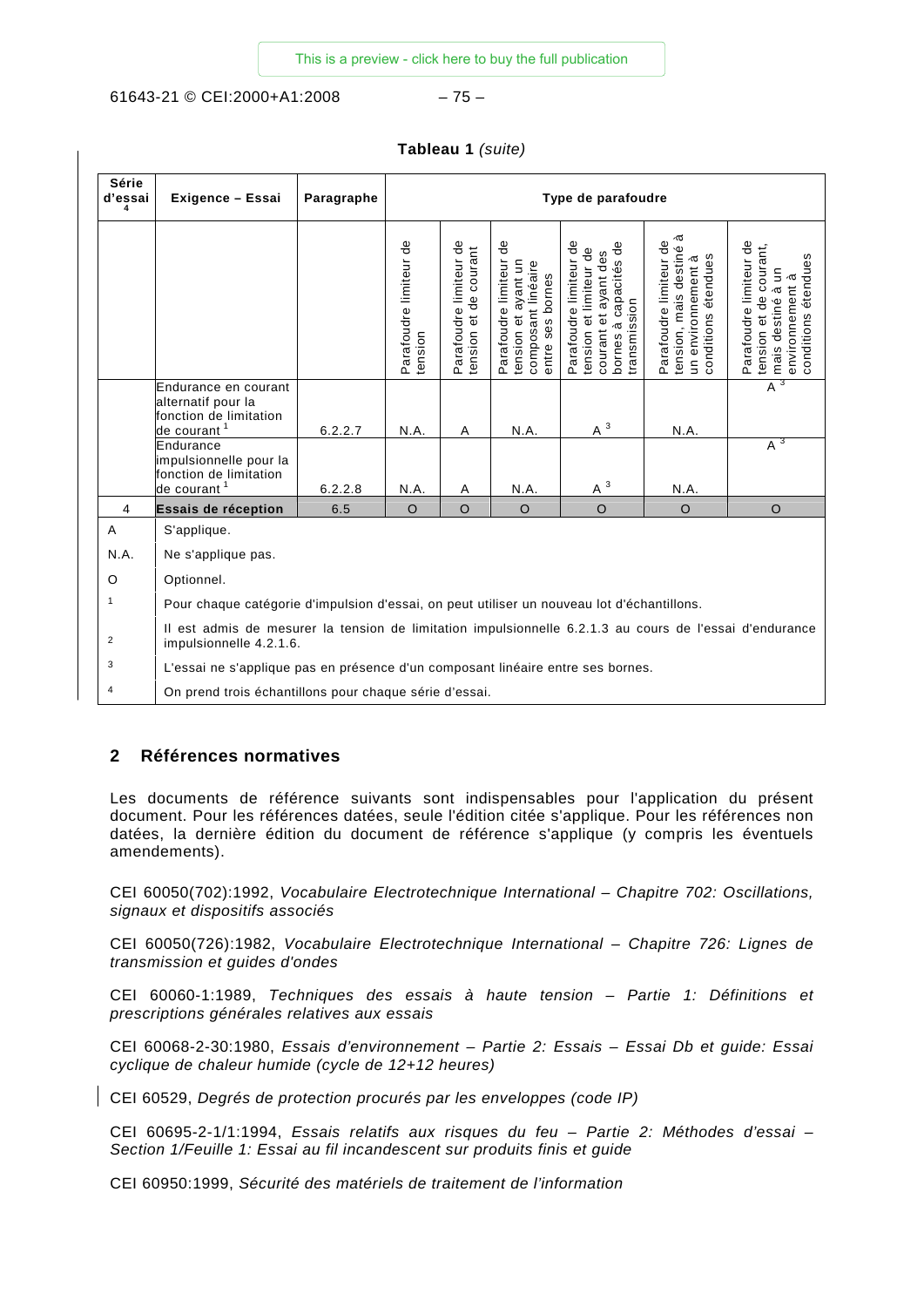**Tableau 1** *(suite)*

| Série d'essai [4] | Exigence – Essai | Paragraphe | Type de parafoudre | | | | | |
|---|---|---|---|---|---|---|---|---|
| | | | Parafoudre limiteur de tension | Parafoudre limiteur de tension et de courant | Parafoudre limiteur de tension et ayant un composant linéaire entre ses bornes | Parafoudre limiteur de tension et limiteur de courant et ayant des bornes à capacités de transmission | Parafoudre limiteur de tension, mais destiné à un environnement à conditions étendues | Parafoudre limiteur de tension et de courant, mais destiné à un environnement à conditions étendues |
| | Endurance en courant alternatif pour la fonction de limitation de courant [1] | 6.2.2.7 | N.A. | A | N.A. | A [3] | N.A. | A [3] |
| | Endurance impulsionnelle pour la fonction de limitation de courant [1] | 6.2.2.8 | N.A. | A | N.A. | A [3] | N.A. | A [3] |
| 4 | **Essais de réception** | 6.5 | O | O | O | O | O | O |
| A | S'applique. | | | | | | | |
| N.A. | Ne s'applique pas. | | | | | | | |
| O | Optionnel. | | | | | | | |
| 1 | Pour chaque catégorie d'impulsion d'essai, on peut utiliser un nouveau lot d'échantillons. | | | | | | | |
| 2 | Il est admis de mesurer la tension de limitation impulsionnelle 6.2.1.3 au cours de l'essai d'endurance impulsionnelle 4.2.1.6. | | | | | | | |
| 3 | L'essai ne s'applique pas en présence d'un composant linéaire entre ses bornes. | | | | | | | |
| 4 | On prend trois échantillons pour chaque série d'essai. | | | | | | | |

## 2 Références normatives

Les documents de référence suivants sont indispensables pour l'application du présent document. Pour les références datées, seule l'édition citée s'applique. Pour les références non datées, la dernière édition du document de référence s'applique (y compris les éventuels amendements).

CEI 60050(702):1992, *Vocabulaire Electrotechnique International – Chapitre 702: Oscillations, signaux et dispositifs associés*

CEI 60050(726):1982, *Vocabulaire Electrotechnique International – Chapitre 726: Lignes de transmission et guides d'ondes*

CEI 60060-1:1989, *Techniques des essais à haute tension – Partie 1: Définitions et prescriptions générales relatives aux essais*

CEI 60068-2-30:1980, *Essais d'environnement – Partie 2: Essais – Essai Db et guide: Essai cyclique de chaleur humide (cycle de 12+12 heures)*

CEI 60529, *Degrés de protection procurés par les enveloppes (code IP)*

CEI 60695-2-1/1:1994, *Essais relatifs aux risques du feu – Partie 2: Méthodes d'essai – Section 1/Feuille 1: Essai au fil incandescent sur produits finis et guide*

CEI 60950:1999, *Sécurité des matériels de traitement de l'information*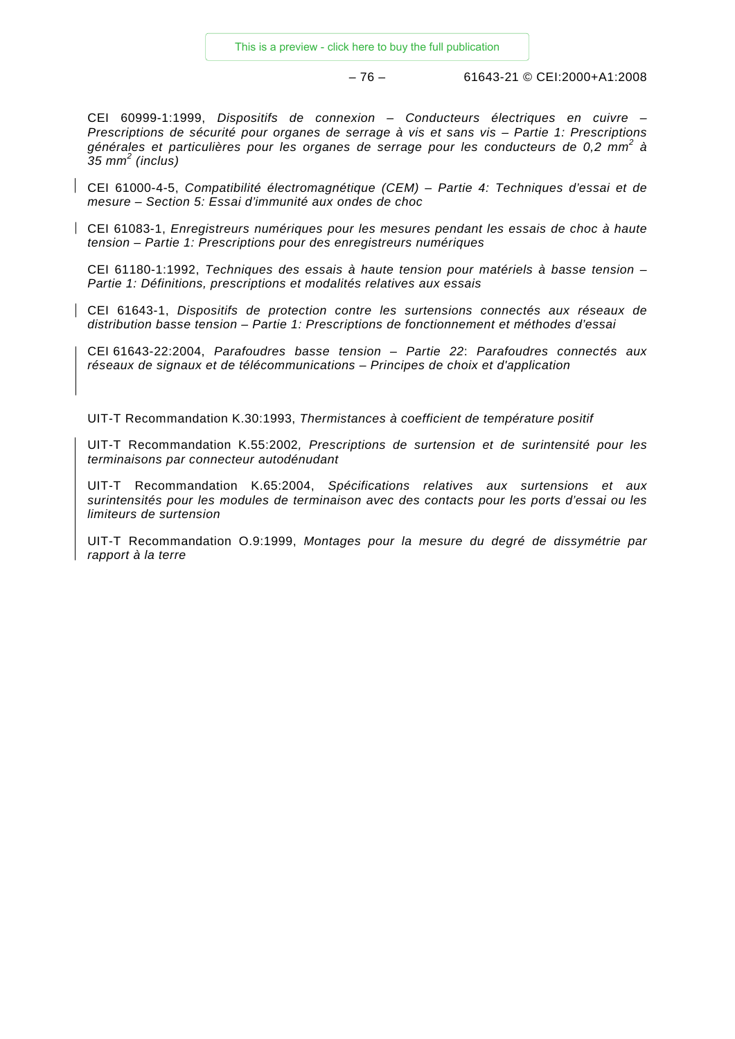CEI 60999-1:1999, *Dispositifs de connexion – Conducteurs électriques en cuivre – Prescriptions de sécurité pour organes de serrage à vis et sans vis – Partie 1: Prescriptions générales et particulières pour les organes de serrage pour les conducteurs de 0,2 mm² à 35 mm² (inclus)*

CEI 61000-4-5, *Compatibilité électromagnétique (CEM) – Partie 4: Techniques d'essai et de mesure – Section 5: Essai d'immunité aux ondes de choc*

CEI 61083-1, *Enregistreurs numériques pour les mesures pendant les essais de choc à haute tension – Partie 1: Prescriptions pour des enregistreurs numériques*

CEI 61180-1:1992, *Techniques des essais à haute tension pour matériels à basse tension – Partie 1: Définitions, prescriptions et modalités relatives aux essais*

CEI 61643-1, *Dispositifs de protection contre les surtensions connectés aux réseaux de distribution basse tension – Partie 1: Prescriptions de fonctionnement et méthodes d'essai*

CEI 61643-22:2004, *Parafoudres basse tension – Partie 22: Parafoudres connectés aux réseaux de signaux et de télécommunications – Principes de choix et d'application*

UIT-T Recommandation K.30:1993, *Thermistances à coefficient de température positif*

UIT-T Recommandation K.55:2002, *Prescriptions de surtension et de surintensité pour les terminaisons par connecteur autodénudant*

UIT-T Recommandation K.65:2004, *Spécifications relatives aux surtensions et aux surintensités pour les modules de terminaison avec des contacts pour les ports d'essai ou les limiteurs de surtension*

UIT-T Recommandation O.9:1999, *Montages pour la mesure du degré de dissymétrie par rapport à la terre*